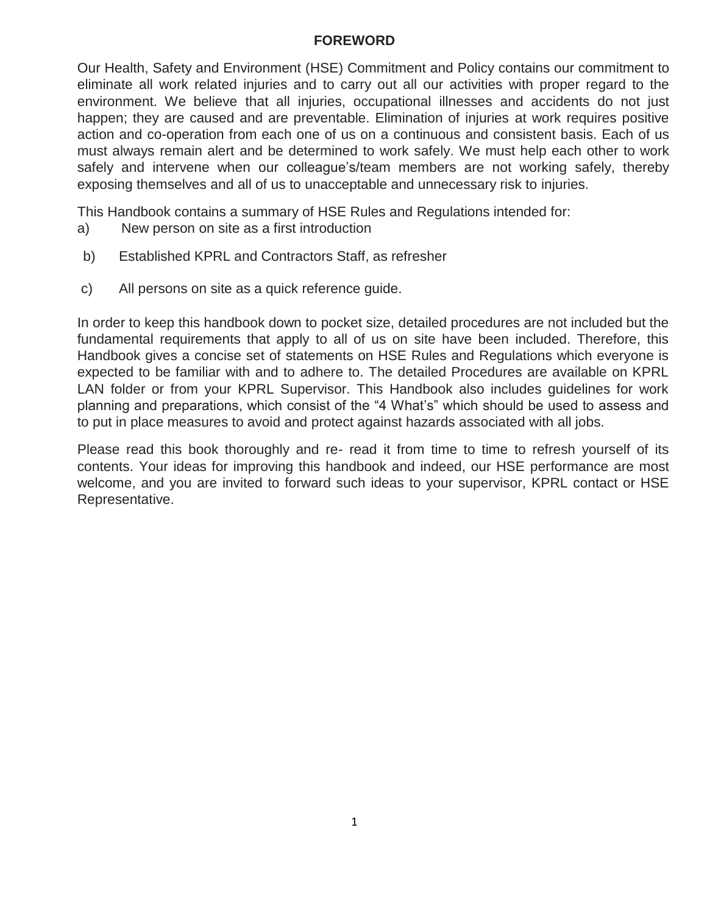# FOREWORD

Our Health, Safety and Environment (HSE) Commitment and Policy contains our commitment to eliminate all work related injuries and to carry out all our activities with proper regard to the environment. We believe that all injuries, occupational illnesses and accidents do not just happen; they are caused and are preventable. Elimination of injuries at work requires positive action and co-operation from each one of us on a continuous and consistent basis. Each of us must always remain alert and be determined to work safely. We must help each other to work safely and intervene when our colleague's/team members are not working safely, thereby exposing themselves and all of us to unacceptable and unnecessary risk to injuries.

This Handbook contains a summary of HSE Rules and Regulations intended for:

a) New person on site as a first introduction

b) Established KPRL and Contractors Staff, as refresher

c) All persons on site as a quick reference guide.

In order to keep this handbook down to pocket size, detailed procedures are not included but the fundamental requirements that apply to all of us on site have been included. Therefore, this Handbook gives a concise set of statements on HSE Rules and Regulations which everyone is expected to be familiar with and to adhere to. The detailed Procedures are available on KPRL LAN folder or from your KPRL Supervisor. This Handbook also includes guidelines for work planning and preparations, which consist of the "4 What's" which should be used to assess and to put in place measures to avoid and protect against hazards associated with all jobs.

Please read this book thoroughly and re- read it from time to time to refresh yourself of its contents. Your ideas for improving this handbook and indeed, our HSE performance are most welcome, and you are invited to forward such ideas to your supervisor, KPRL contact or HSE Representative.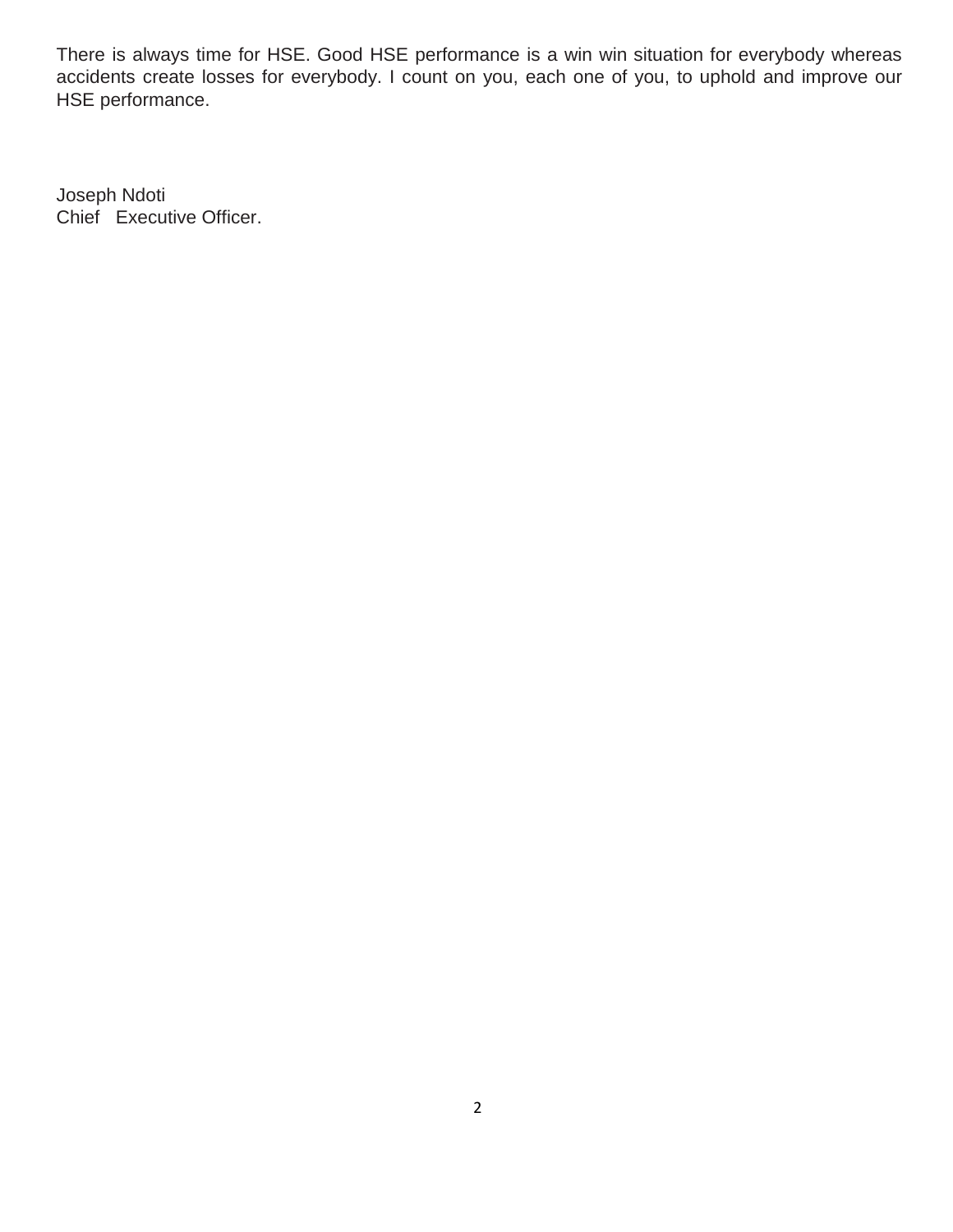There is always time for HSE. Good HSE performance is a win win situation for everybody whereas accidents create losses for everybody. I count on you, each one of you, to uphold and improve our HSE performance.

Joseph Ndoti  
Chief Executive Officer.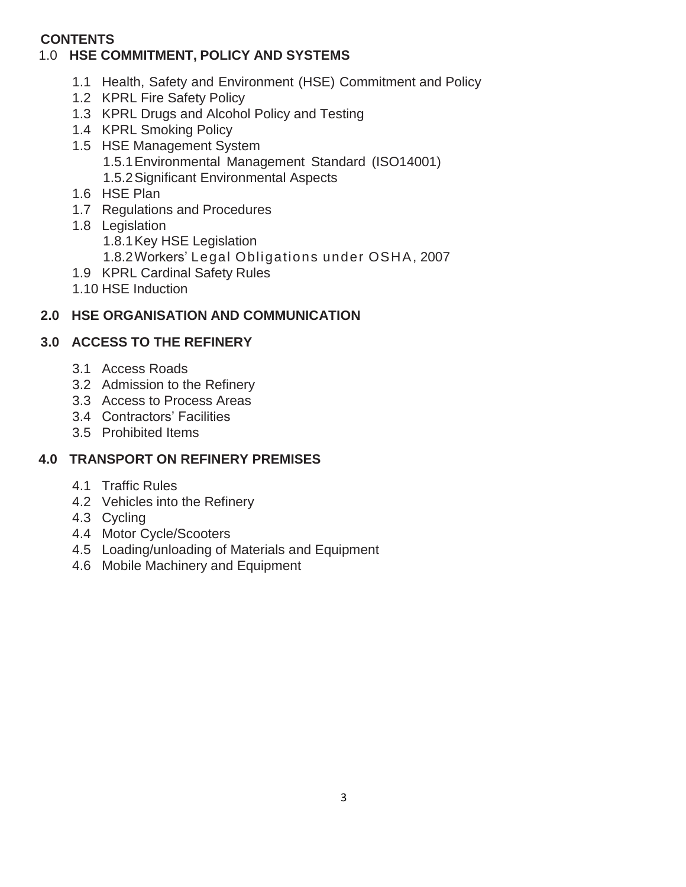**CONTENTS**

1.0 **HSE COMMITMENT, POLICY AND SYSTEMS**

- 1.1 Health, Safety and Environment (HSE) Commitment and Policy
- 1.2 KPRL Fire Safety Policy
- 1.3 KPRL Drugs and Alcohol Policy and Testing
- 1.4 KPRL Smoking Policy
- 1.5 HSE Management System
  - 1.5.1 Environmental Management Standard (ISO14001)
  - 1.5.2 Significant Environmental Aspects
- 1.6 HSE Plan
- 1.7 Regulations and Procedures
- 1.8 Legislation
  - 1.8.1 Key HSE Legislation
  - 1.8.2 Workers' Legal Obligations under OSHA, 2007
- 1.9 KPRL Cardinal Safety Rules
- 1.10 HSE Induction

**2.0 HSE ORGANISATION AND COMMUNICATION**

**3.0 ACCESS TO THE REFINERY**

- 3.1 Access Roads
- 3.2 Admission to the Refinery
- 3.3 Access to Process Areas
- 3.4 Contractors' Facilities
- 3.5 Prohibited Items

**4.0 TRANSPORT ON REFINERY PREMISES**

- 4.1 Traffic Rules
- 4.2 Vehicles into the Refinery
- 4.3 Cycling
- 4.4 Motor Cycle/Scooters
- 4.5 Loading/unloading of Materials and Equipment
- 4.6 Mobile Machinery and Equipment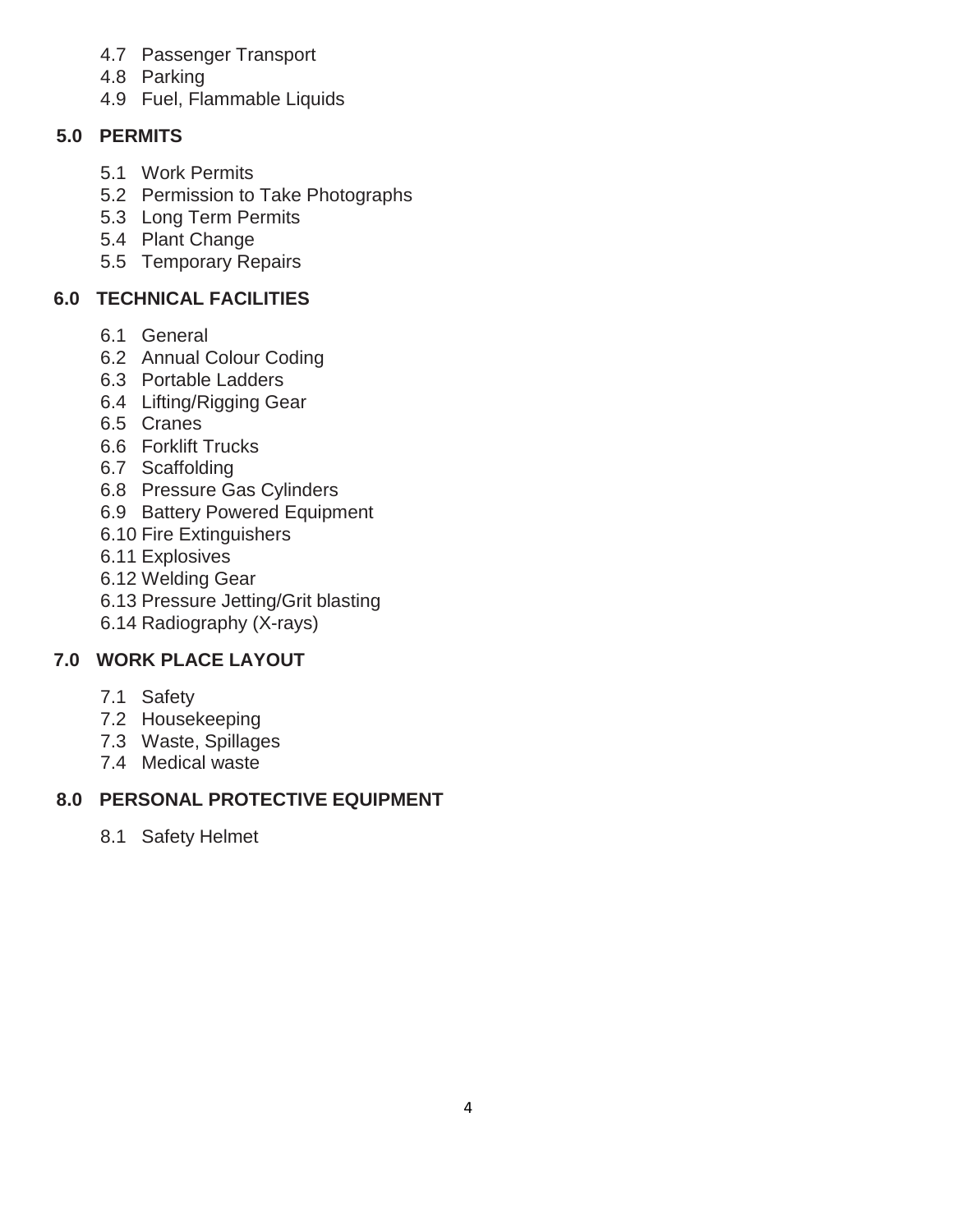- 4.7 Passenger Transport
- 4.8 Parking
- 4.9 Fuel, Flammable Liquids

## 5.0 PERMITS

- 5.1 Work Permits
- 5.2 Permission to Take Photographs
- 5.3 Long Term Permits
- 5.4 Plant Change
- 5.5 Temporary Repairs

## 6.0 TECHNICAL FACILITIES

- 6.1 General
- 6.2 Annual Colour Coding
- 6.3 Portable Ladders
- 6.4 Lifting/Rigging Gear
- 6.5 Cranes
- 6.6 Forklift Trucks
- 6.7 Scaffolding
- 6.8 Pressure Gas Cylinders
- 6.9 Battery Powered Equipment
- 6.10 Fire Extinguishers
- 6.11 Explosives
- 6.12 Welding Gear
- 6.13 Pressure Jetting/Grit blasting
- 6.14 Radiography (X-rays)

## 7.0 WORK PLACE LAYOUT

- 7.1 Safety
- 7.2 Housekeeping
- 7.3 Waste, Spillages
- 7.4 Medical waste

## 8.0 PERSONAL PROTECTIVE EQUIPMENT

- 8.1 Safety Helmet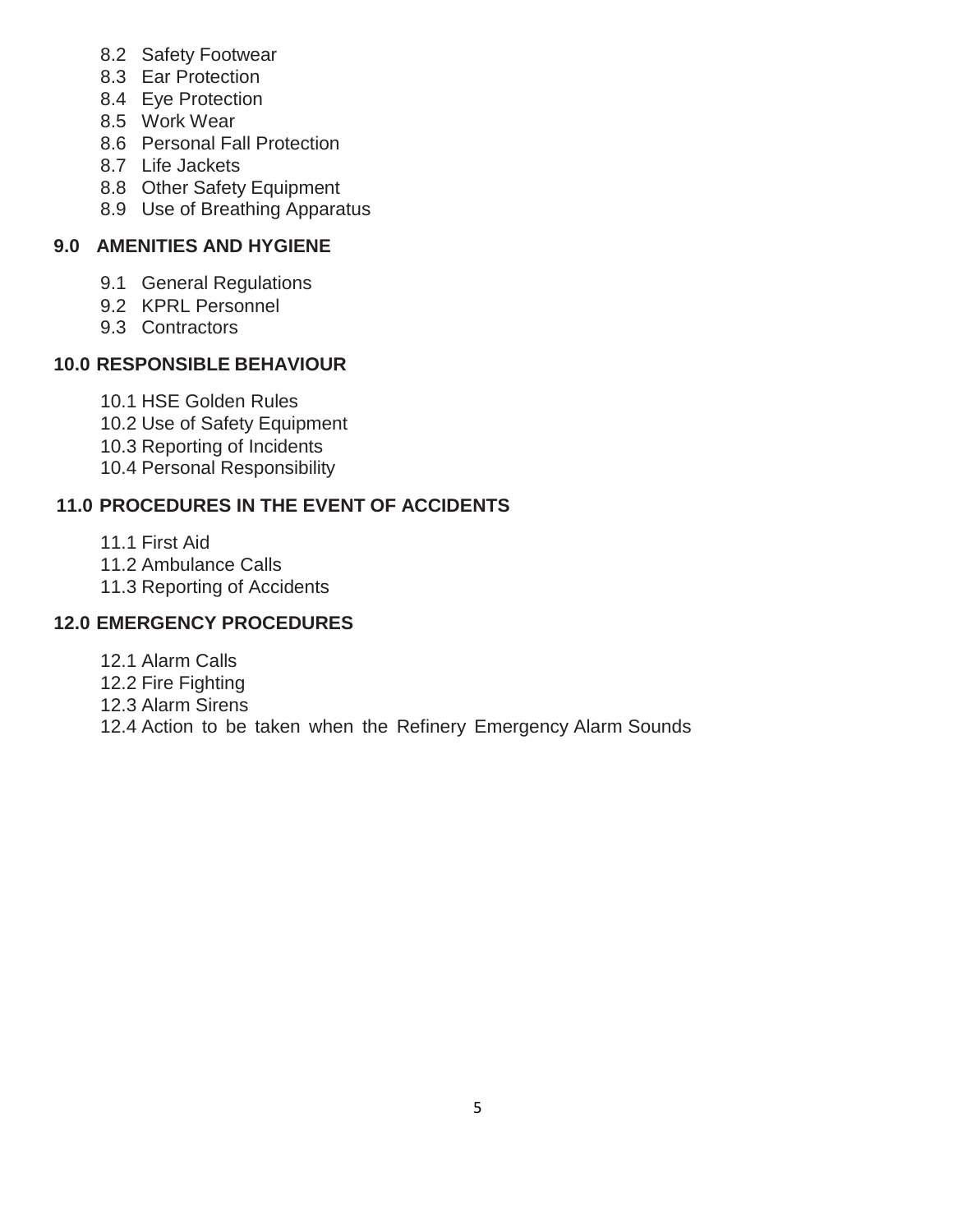- 8.2 Safety Footwear
- 8.3 Ear Protection
- 8.4 Eye Protection
- 8.5 Work Wear
- 8.6 Personal Fall Protection
- 8.7 Life Jackets
- 8.8 Other Safety Equipment
- 8.9 Use of Breathing Apparatus

**9.0 AMENITIES AND HYGIENE**

- 9.1 General Regulations
- 9.2 KPRL Personnel
- 9.3 Contractors

**10.0 RESPONSIBLE BEHAVIOUR**

- 10.1 HSE Golden Rules
- 10.2 Use of Safety Equipment
- 10.3 Reporting of Incidents
- 10.4 Personal Responsibility

**11.0 PROCEDURES IN THE EVENT OF ACCIDENTS**

- 11.1 First Aid
- 11.2 Ambulance Calls
- 11.3 Reporting of Accidents

**12.0 EMERGENCY PROCEDURES**

- 12.1 Alarm Calls
- 12.2 Fire Fighting
- 12.3 Alarm Sirens
- 12.4 Action to be taken when the Refinery Emergency Alarm Sounds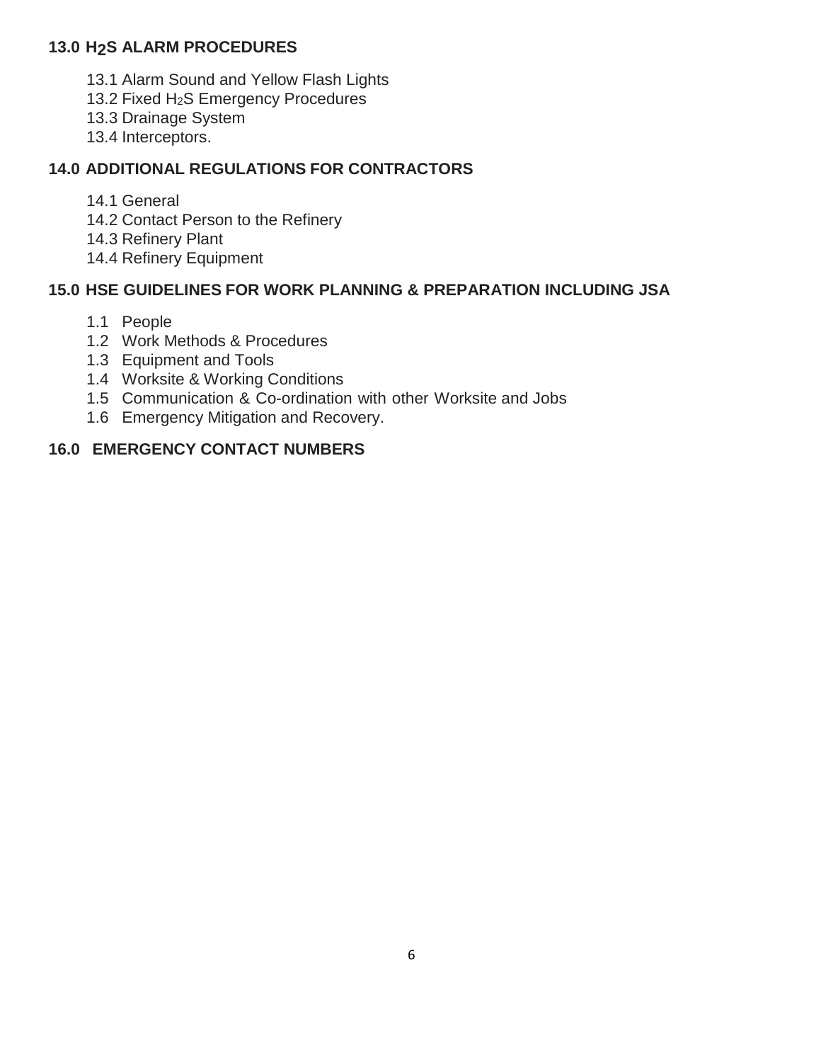**13.0 $H_2S$ ALARM PROCEDURES**

13.1 Alarm Sound and Yellow Flash Lights
13.2 Fixed $H_2S$ Emergency Procedures
13.3 Drainage System
13.4 Interceptors.

**14.0 ADDITIONAL REGULATIONS FOR CONTRACTORS**

14.1 General
14.2 Contact Person to the Refinery
14.3 Refinery Plant
14.4 Refinery Equipment

**15.0 HSE GUIDELINES FOR WORK PLANNING & PREPARATION INCLUDING JSA**

1.1 People
1.2 Work Methods & Procedures
1.3 Equipment and Tools
1.4 Worksite & Working Conditions
1.5 Communication & Co-ordination with other Worksite and Jobs
1.6 Emergency Mitigation and Recovery.

**16.0 EMERGENCY CONTACT NUMBERS**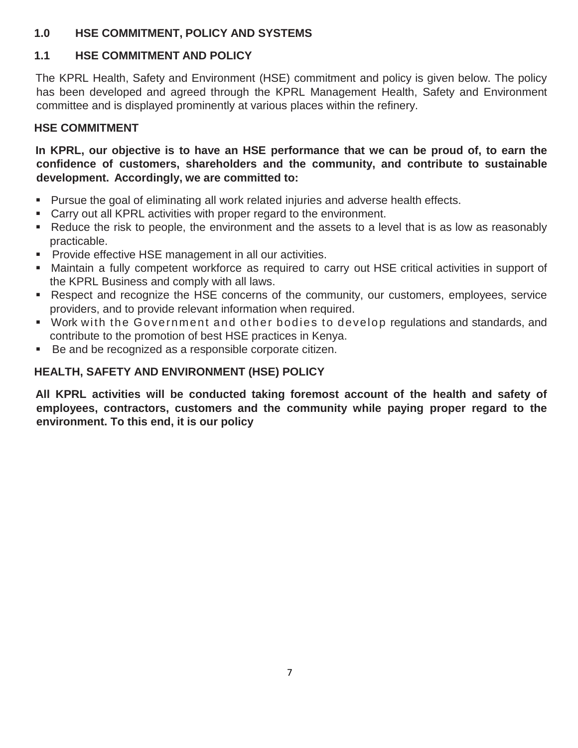# 1.0 HSE COMMITMENT, POLICY AND SYSTEMS

## 1.1 HSE COMMITMENT AND POLICY

The KPRL Health, Safety and Environment (HSE) commitment and policy is given below. The policy has been developed and agreed through the KPRL Management Health, Safety and Environment committee and is displayed prominently at various places within the refinery.

### HSE COMMITMENT

**In KPRL, our objective is to have an HSE performance that we can be proud of, to earn the confidence of customers, shareholders and the community, and contribute to sustainable development. Accordingly, we are committed to:**

- Pursue the goal of eliminating all work related injuries and adverse health effects.
- Carry out all KPRL activities with proper regard to the environment.
- Reduce the risk to people, the environment and the assets to a level that is as low as reasonably practicable.
- Provide effective HSE management in all our activities.
- Maintain a fully competent workforce as required to carry out HSE critical activities in support of the KPRL Business and comply with all laws.
- Respect and recognize the HSE concerns of the community, our customers, employees, service providers, and to provide relevant information when required.
- Work with the Government and other bodies to develop regulations and standards, and contribute to the promotion of best HSE practices in Kenya.
- Be and be recognized as a responsible corporate citizen.

### HEALTH, SAFETY AND ENVIRONMENT (HSE) POLICY

**All KPRL activities will be conducted taking foremost account of the health and safety of employees, contractors, customers and the community while paying proper regard to the environment. To this end, it is our policy**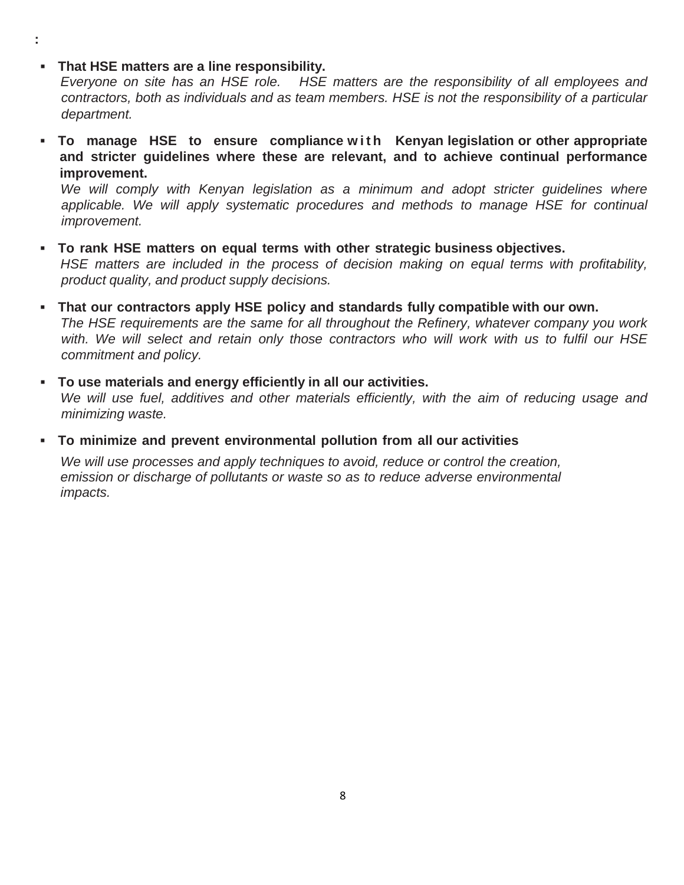:

- **That HSE matters are a line responsibility.**
  *Everyone on site has an HSE role. HSE matters are the responsibility of all employees and contractors, both as individuals and as team members. HSE is not the responsibility of a particular department.*

- **To manage HSE to ensure compliance with Kenyan legislation or other appropriate and stricter guidelines where these are relevant, and to achieve continual performance improvement.**
  *We will comply with Kenyan legislation as a minimum and adopt stricter guidelines where applicable. We will apply systematic procedures and methods to manage HSE for continual improvement.*

- **To rank HSE matters on equal terms with other strategic business objectives.**
  *HSE matters are included in the process of decision making on equal terms with profitability, product quality, and product supply decisions.*

- **That our contractors apply HSE policy and standards fully compatible with our own.**
  *The HSE requirements are the same for all throughout the Refinery, whatever company you work with. We will select and retain only those contractors who will work with us to fulfil our HSE commitment and policy.*

- **To use materials and energy efficiently in all our activities.**
  *We will use fuel, additives and other materials efficiently, with the aim of reducing usage and minimizing waste.*

- **To minimize and prevent environmental pollution from all our activities**
  *We will use processes and apply techniques to avoid, reduce or control the creation, emission or discharge of pollutants or waste so as to reduce adverse environmental impacts.*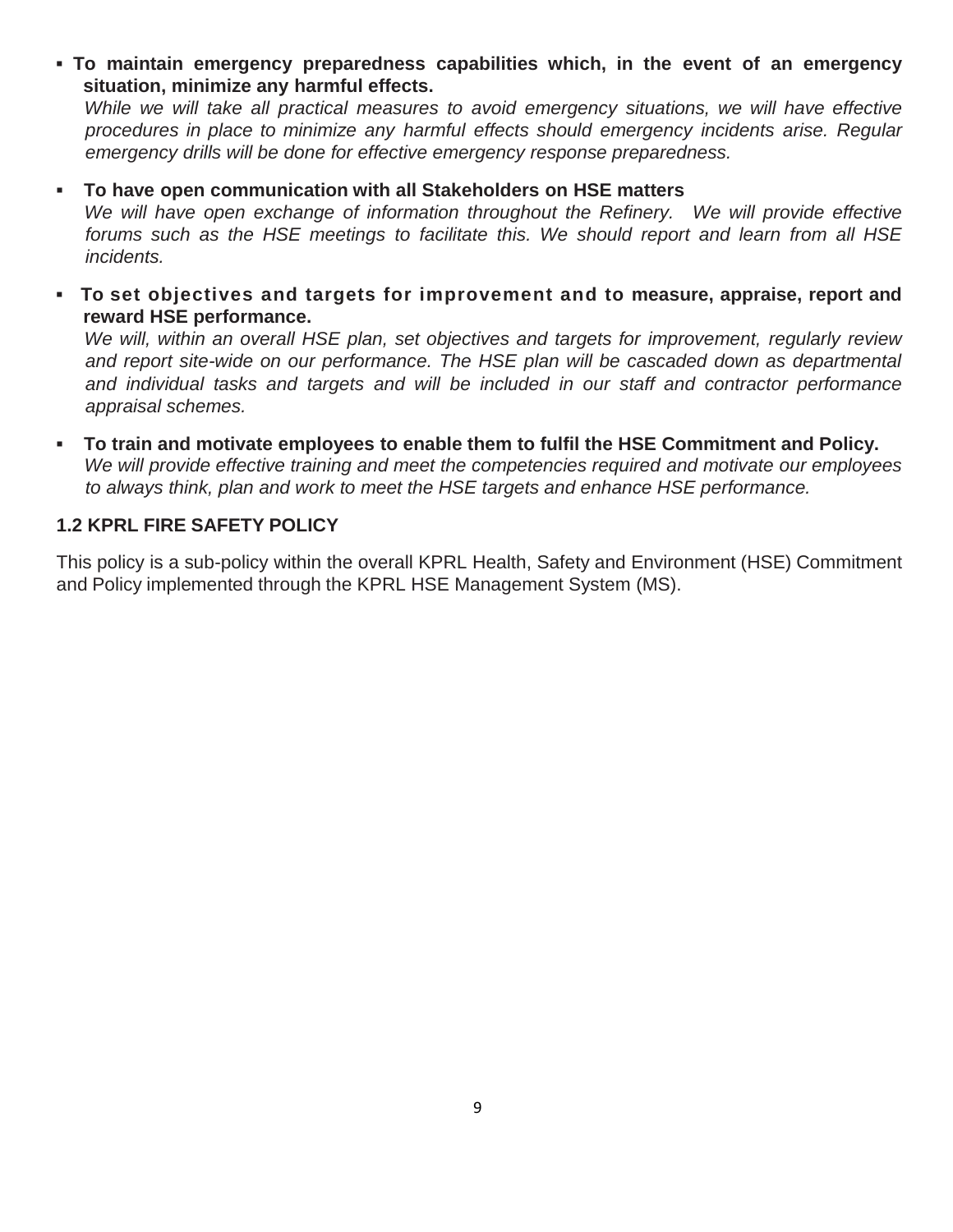- **To maintain emergency preparedness capabilities which, in the event of an emergency situation, minimize any harmful effects.**
  *While we will take all practical measures to avoid emergency situations, we will have effective procedures in place to minimize any harmful effects should emergency incidents arise. Regular emergency drills will be done for effective emergency response preparedness.*

- **To have open communication with all Stakeholders on HSE matters**
  *We will have open exchange of information throughout the Refinery. We will provide effective forums such as the HSE meetings to facilitate this. We should report and learn from all HSE incidents.*

- **To set objectives and targets for improvement and to measure, appraise, report and reward HSE performance.**
  *We will, within an overall HSE plan, set objectives and targets for improvement, regularly review and report site-wide on our performance. The HSE plan will be cascaded down as departmental and individual tasks and targets and will be included in our staff and contractor performance appraisal schemes.*

- **To train and motivate employees to enable them to fulfil the HSE Commitment and Policy.**
  *We will provide effective training and meet the competencies required and motivate our employees to always think, plan and work to meet the HSE targets and enhance HSE performance.*

## 1.2 KPRL FIRE SAFETY POLICY

This policy is a sub-policy within the overall KPRL Health, Safety and Environment (HSE) Commitment and Policy implemented through the KPRL HSE Management System (MS).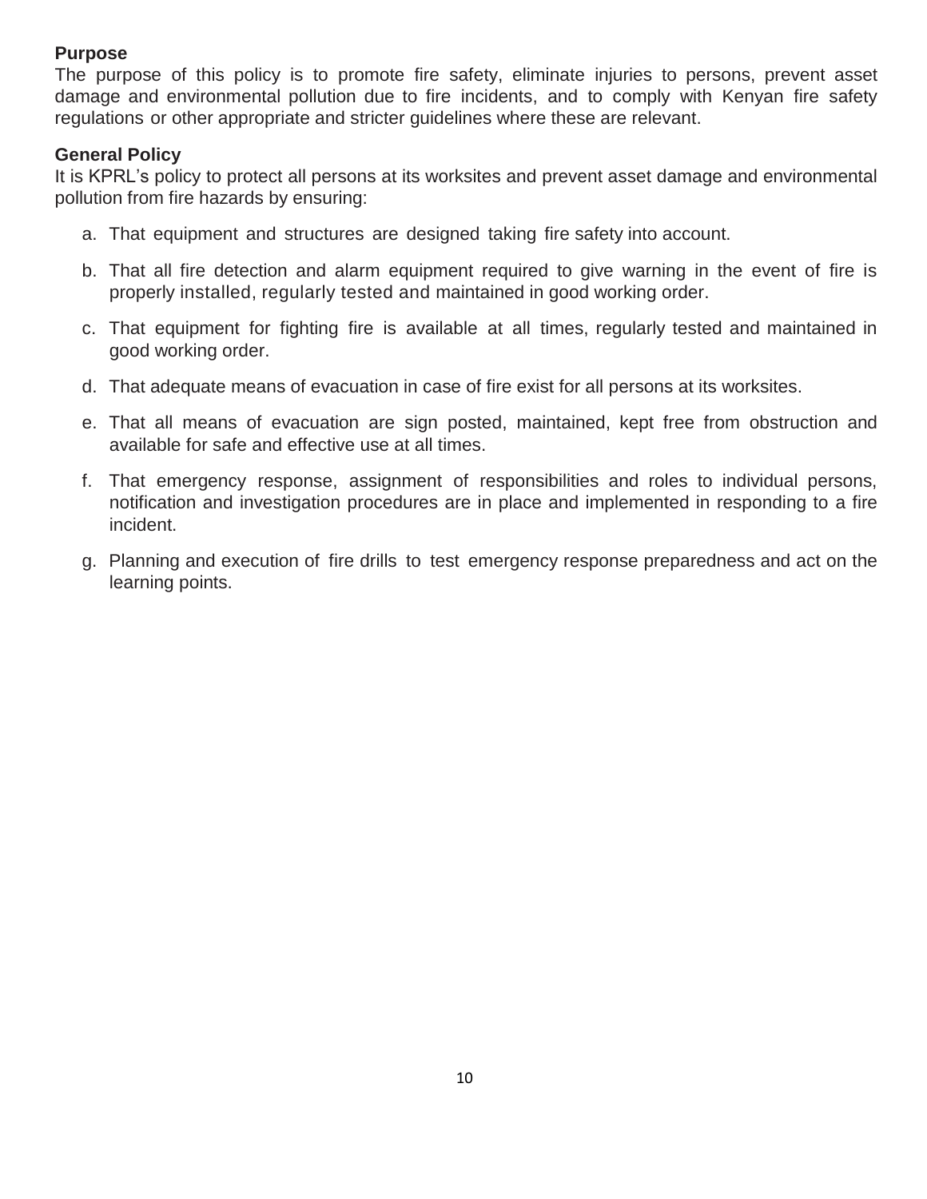**Purpose**

The purpose of this policy is to promote fire safety, eliminate injuries to persons, prevent asset damage and environmental pollution due to fire incidents, and to comply with Kenyan fire safety regulations or other appropriate and stricter guidelines where these are relevant.

**General Policy**

It is KPRL's policy to protect all persons at its worksites and prevent asset damage and environmental pollution from fire hazards by ensuring:

a. That equipment and structures are designed taking fire safety into account.

b. That all fire detection and alarm equipment required to give warning in the event of fire is properly installed, regularly tested and maintained in good working order.

c. That equipment for fighting fire is available at all times, regularly tested and maintained in good working order.

d. That adequate means of evacuation in case of fire exist for all persons at its worksites.

e. That all means of evacuation are sign posted, maintained, kept free from obstruction and available for safe and effective use at all times.

f. That emergency response, assignment of responsibilities and roles to individual persons, notification and investigation procedures are in place and implemented in responding to a fire incident.

g. Planning and execution of fire drills to test emergency response preparedness and act on the learning points.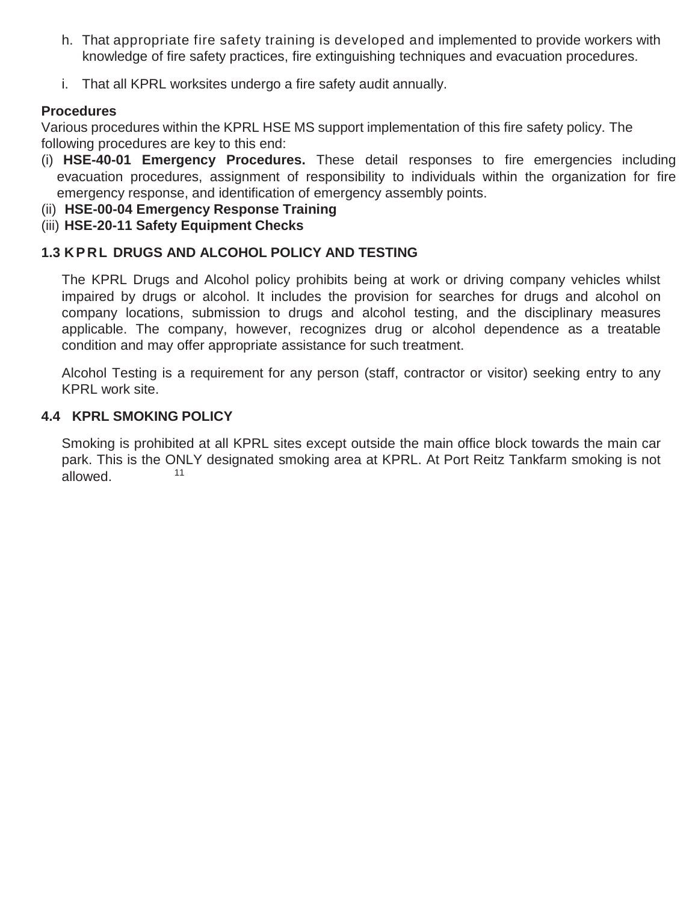h. That appropriate fire safety training is developed and implemented to provide workers with knowledge of fire safety practices, fire extinguishing techniques and evacuation procedures.

i. That all KPRL worksites undergo a fire safety audit annually.

**Procedures**

Various procedures within the KPRL HSE MS support implementation of this fire safety policy. The following procedures are key to this end:

(i) **HSE-40-01 Emergency Procedures.** These detail responses to fire emergencies including evacuation procedures, assignment of responsibility to individuals within the organization for fire emergency response, and identification of emergency assembly points.

(ii) **HSE-00-04 Emergency Response Training**

(iii) **HSE-20-11 Safety Equipment Checks**

### 1.3 KPRL DRUGS AND ALCOHOL POLICY AND TESTING

The KPRL Drugs and Alcohol policy prohibits being at work or driving company vehicles whilst impaired by drugs or alcohol. It includes the provision for searches for drugs and alcohol on company locations, submission to drugs and alcohol testing, and the disciplinary measures applicable. The company, however, recognizes drug or alcohol dependence as a treatable condition and may offer appropriate assistance for such treatment.

Alcohol Testing is a requirement for any person (staff, contractor or visitor) seeking entry to any KPRL work site.

### 4.4 KPRL SMOKING POLICY

Smoking is prohibited at all KPRL sites except outside the main office block towards the main car park. This is the ONLY designated smoking area at KPRL. At Port Reitz Tankfarm smoking is not allowed.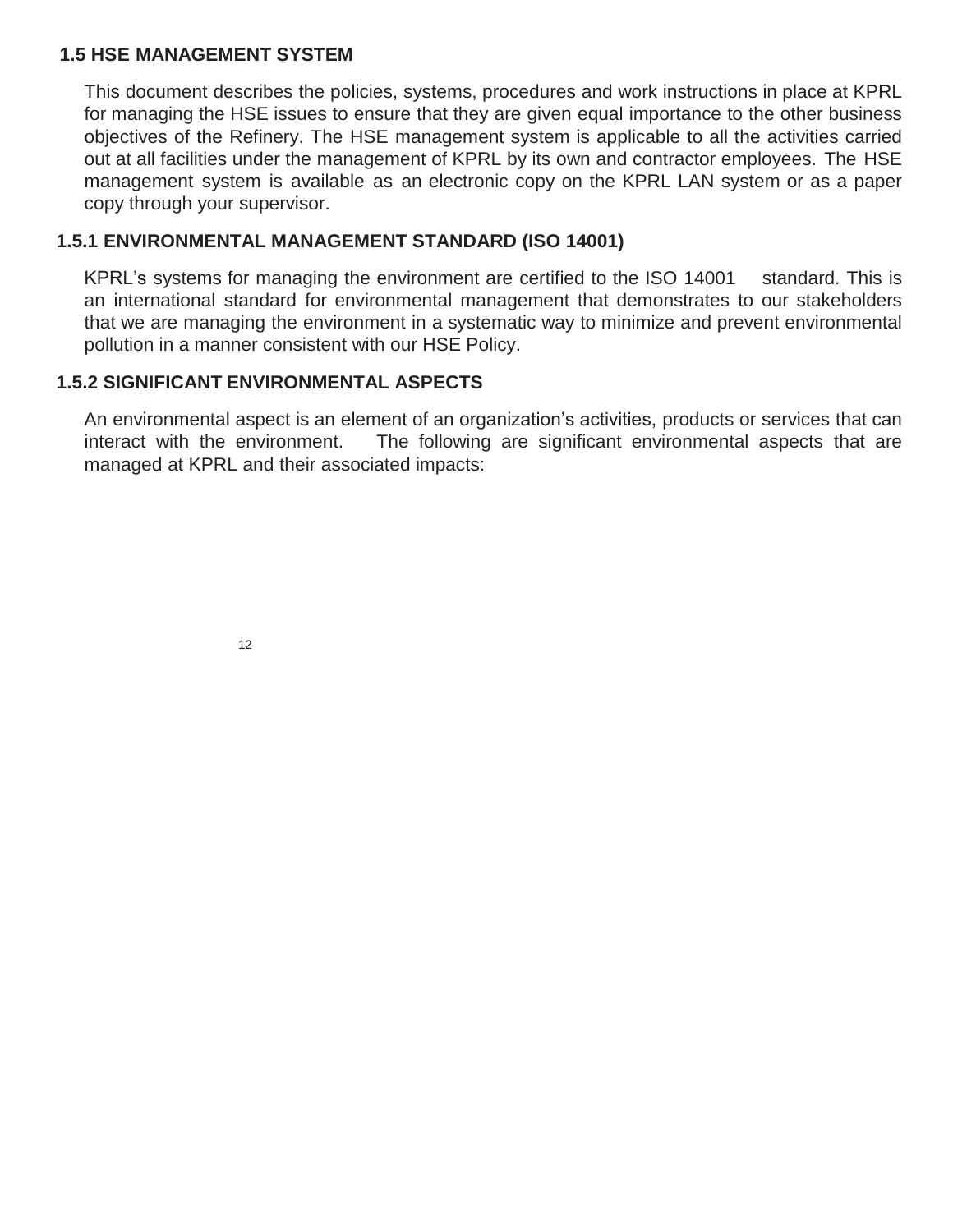## 1.5 HSE MANAGEMENT SYSTEM

This document describes the policies, systems, procedures and work instructions in place at KPRL for managing the HSE issues to ensure that they are given equal importance to the other business objectives of the Refinery. The HSE management system is applicable to all the activities carried out at all facilities under the management of KPRL by its own and contractor employees. The HSE management system is available as an electronic copy on the KPRL LAN system or as a paper copy through your supervisor.

### 1.5.1 ENVIRONMENTAL MANAGEMENT STANDARD (ISO 14001)

KPRL's systems for managing the environment are certified to the ISO 14001 standard. This is an international standard for environmental management that demonstrates to our stakeholders that we are managing the environment in a systematic way to minimize and prevent environmental pollution in a manner consistent with our HSE Policy.

### 1.5.2 SIGNIFICANT ENVIRONMENTAL ASPECTS

An environmental aspect is an element of an organization's activities, products or services that can interact with the environment. The following are significant environmental aspects that are managed at KPRL and their associated impacts: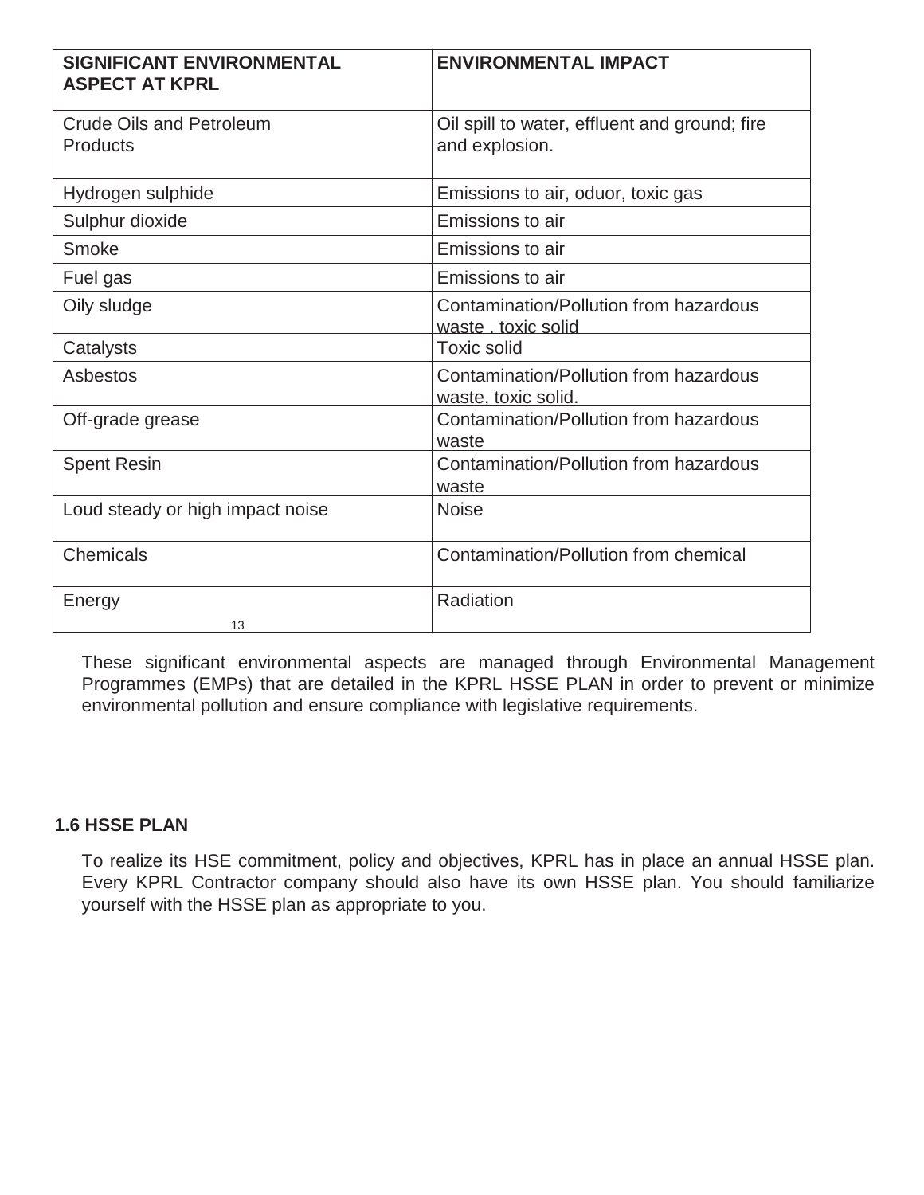| SIGNIFICANT ENVIRONMENTAL ASPECT AT KPRL | ENVIRONMENTAL IMPACT |
| --- | --- |
| Crude Oils and Petroleum Products | Oil spill to water, effluent and ground; fire and explosion. |
| Hydrogen sulphide | Emissions to air, oduor, toxic gas |
| Sulphur dioxide | Emissions to air |
| Smoke | Emissions to air |
| Fuel gas | Emissions to air |
| Oily sludge | Contamination/Pollution from hazardous waste , toxic solid |
| Catalysts | Toxic solid |
| Asbestos | Contamination/Pollution from hazardous waste, toxic solid. |
| Off-grade grease | Contamination/Pollution from hazardous waste |
| Spent Resin | Contamination/Pollution from hazardous waste |
| Loud steady or high impact noise | Noise |
| Chemicals | Contamination/Pollution from chemical |
| Energy | Radiation |

These significant environmental aspects are managed through Environmental Management Programmes (EMPs) that are detailed in the KPRL HSSE PLAN in order to prevent or minimize environmental pollution and ensure compliance with legislative requirements.

## 1.6 HSSE PLAN

To realize its HSE commitment, policy and objectives, KPRL has in place an annual HSSE plan. Every KPRL Contractor company should also have its own HSSE plan. You should familiarize yourself with the HSSE plan as appropriate to you.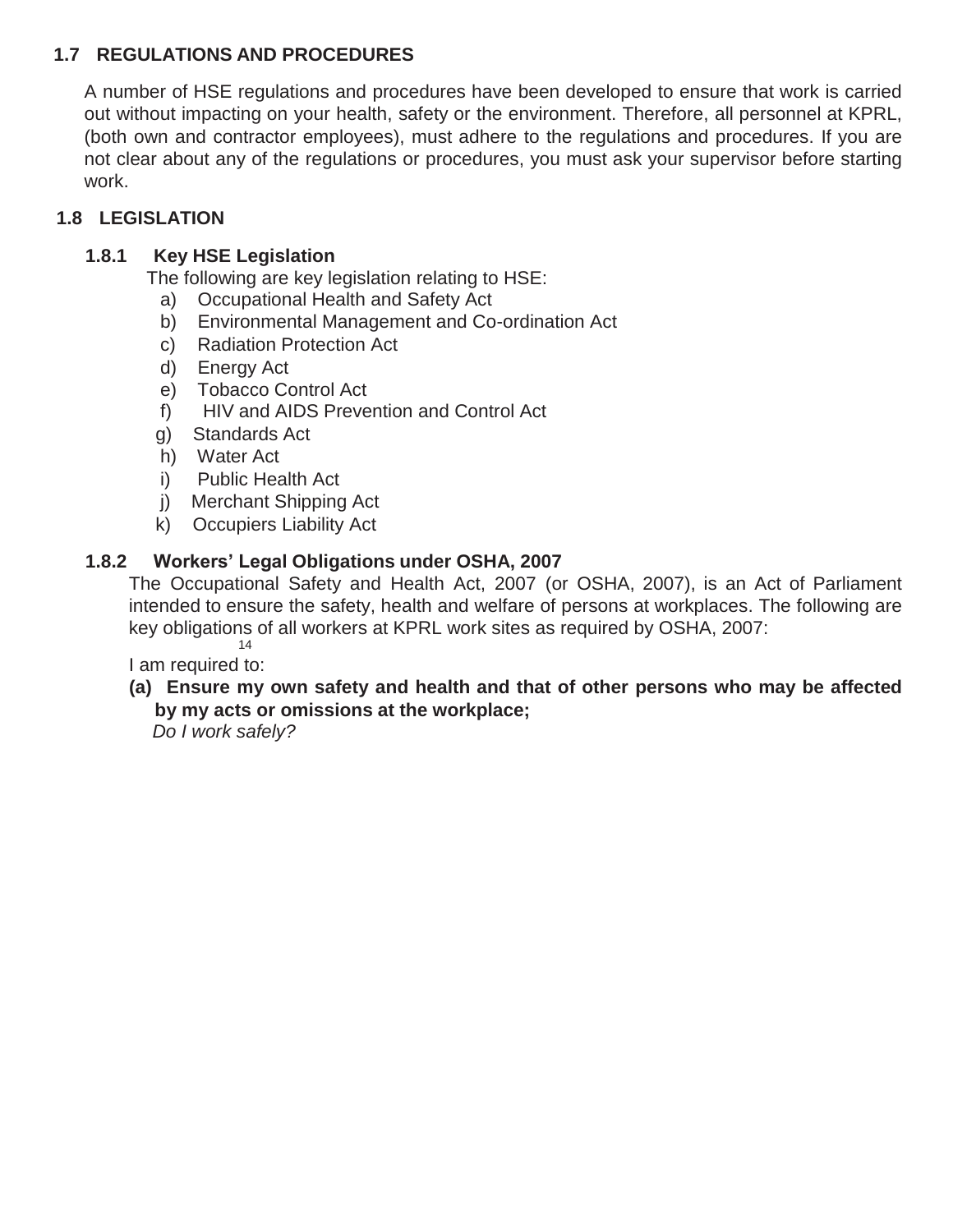## 1.7 REGULATIONS AND PROCEDURES

A number of HSE regulations and procedures have been developed to ensure that work is carried out without impacting on your health, safety or the environment. Therefore, all personnel at KPRL, (both own and contractor employees), must adhere to the regulations and procedures. If you are not clear about any of the regulations or procedures, you must ask your supervisor before starting work.

## 1.8 LEGISLATION

### 1.8.1 Key HSE Legislation

The following are key legislation relating to HSE:

a) Occupational Health and Safety Act
b) Environmental Management and Co-ordination Act
c) Radiation Protection Act
d) Energy Act
e) Tobacco Control Act
f) HIV and AIDS Prevention and Control Act
g) Standards Act
h) Water Act
i) Public Health Act
j) Merchant Shipping Act
k) Occupiers Liability Act

### 1.8.2 Workers' Legal Obligations under OSHA, 2007

The Occupational Safety and Health Act, 2007 (or OSHA, 2007), is an Act of Parliament intended to ensure the safety, health and welfare of persons at workplaces. The following are key obligations of all workers at KPRL work sites as required by OSHA, 2007:

I am required to:

**(a) Ensure my own safety and health and that of other persons who may be affected by my acts or omissions at the workplace;**

*Do I work safely?*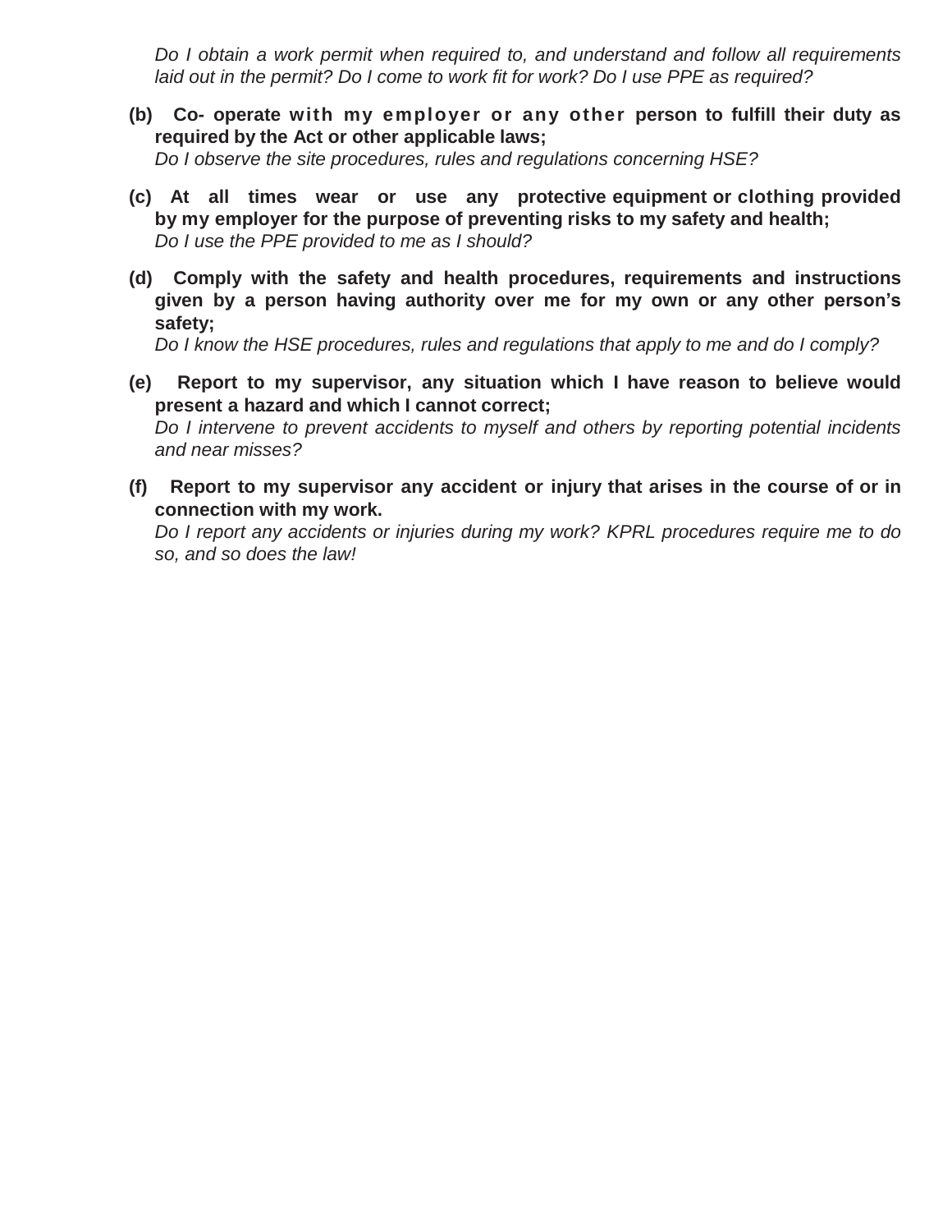*Do I obtain a work permit when required to, and understand and follow all requirements laid out in the permit? Do I come to work fit for work? Do I use PPE as required?*

**(b) Co- operate with my employer or any other person to fulfill their duty as required by the Act or other applicable laws;**
*Do I observe the site procedures, rules and regulations concerning HSE?*

**(c) At all times wear or use any protective equipment or clothing provided by my employer for the purpose of preventing risks to my safety and health;**
*Do I use the PPE provided to me as I should?*

**(d) Comply with the safety and health procedures, requirements and instructions given by a person having authority over me for my own or any other person's safety;**
*Do I know the HSE procedures, rules and regulations that apply to me and do I comply?*

**(e) Report to my supervisor, any situation which I have reason to believe would present a hazard and which I cannot correct;**
*Do I intervene to prevent accidents to myself and others by reporting potential incidents and near misses?*

**(f) Report to my supervisor any accident or injury that arises in the course of or in connection with my work.**
*Do I report any accidents or injuries during my work? KPRL procedures require me to do so, and so does the law!*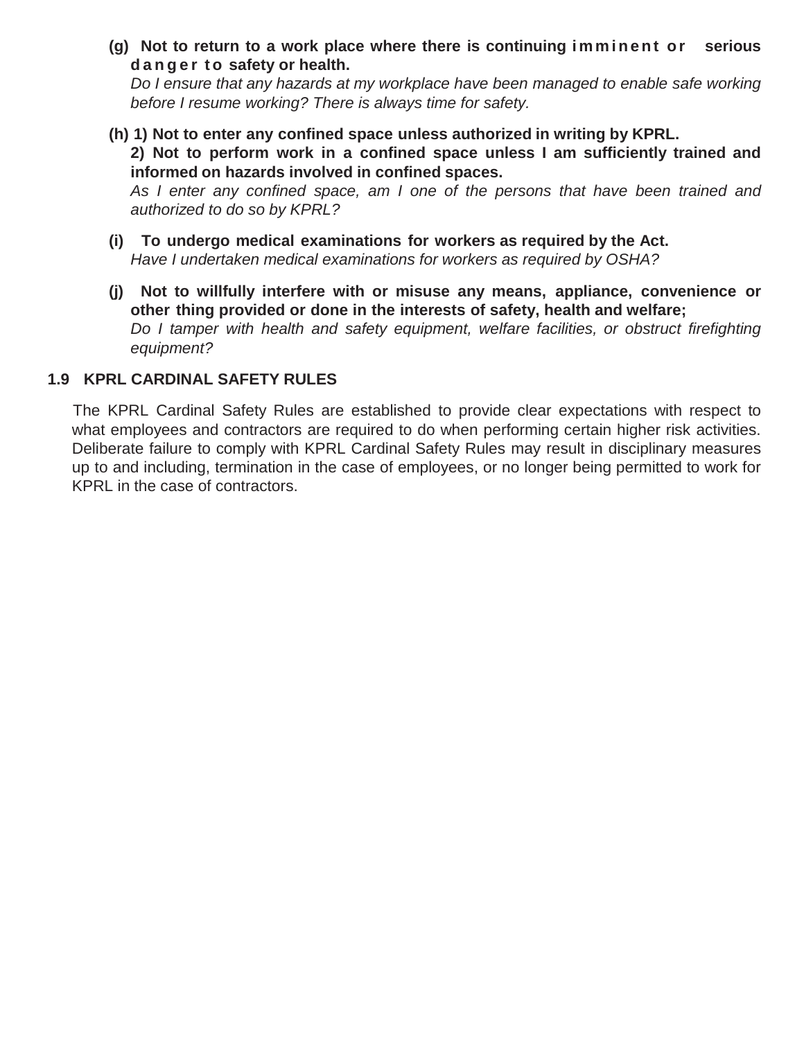**(g) Not to return to a work place where there is continuing imminent or serious danger to safety or health.**
*Do I ensure that any hazards at my workplace have been managed to enable safe working before I resume working? There is always time for safety.*

**(h) 1) Not to enter any confined space unless authorized in writing by KPRL.**
**2) Not to perform work in a confined space unless I am sufficiently trained and informed on hazards involved in confined spaces.**
*As I enter any confined space, am I one of the persons that have been trained and authorized to do so by KPRL?*

**(i) To undergo medical examinations for workers as required by the Act.**
*Have I undertaken medical examinations for workers as required by OSHA?*

**(j) Not to willfully interfere with or misuse any means, appliance, convenience or other thing provided or done in the interests of safety, health and welfare;**
*Do I tamper with health and safety equipment, welfare facilities, or obstruct firefighting equipment?*

## 1.9 KPRL CARDINAL SAFETY RULES

The KPRL Cardinal Safety Rules are established to provide clear expectations with respect to what employees and contractors are required to do when performing certain higher risk activities. Deliberate failure to comply with KPRL Cardinal Safety Rules may result in disciplinary measures up to and including, termination in the case of employees, or no longer being permitted to work for KPRL in the case of contractors.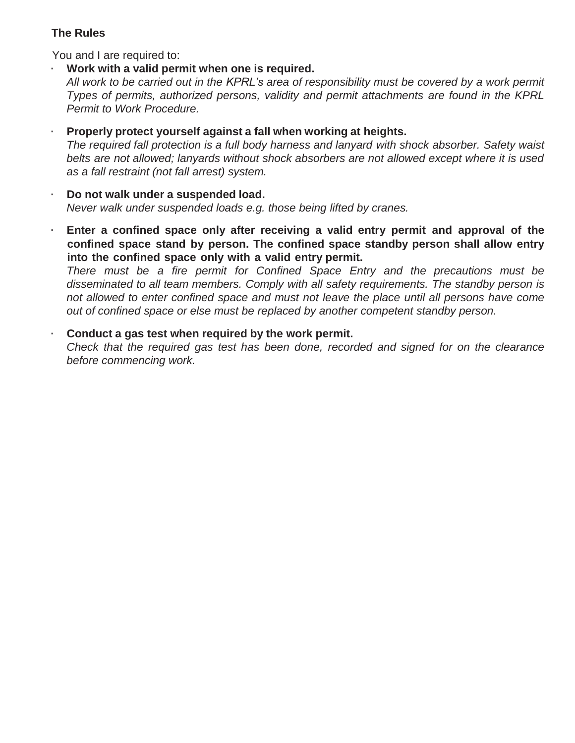**The Rules**

You and I are required to:

- **Work with a valid permit when one is required.**
  *All work to be carried out in the KPRL's area of responsibility must be covered by a work permit Types of permits, authorized persons, validity and permit attachments are found in the KPRL Permit to Work Procedure.*

- **Properly protect yourself against a fall when working at heights.**
  *The required fall protection is a full body harness and lanyard with shock absorber. Safety waist belts are not allowed; lanyards without shock absorbers are not allowed except where it is used as a fall restraint (not fall arrest) system.*

- **Do not walk under a suspended load.**
  *Never walk under suspended loads e.g. those being lifted by cranes.*

- **Enter a confined space only after receiving a valid entry permit and approval of the confined space stand by person. The confined space standby person shall allow entry into the confined space only with a valid entry permit.**
  *There must be a fire permit for Confined Space Entry and the precautions must be disseminated to all team members. Comply with all safety requirements. The standby person is not allowed to enter confined space and must not leave the place until all persons have come out of confined space or else must be replaced by another competent standby person.*

- **Conduct a gas test when required by the work permit.**
  *Check that the required gas test has been done, recorded and signed for on the clearance before commencing work.*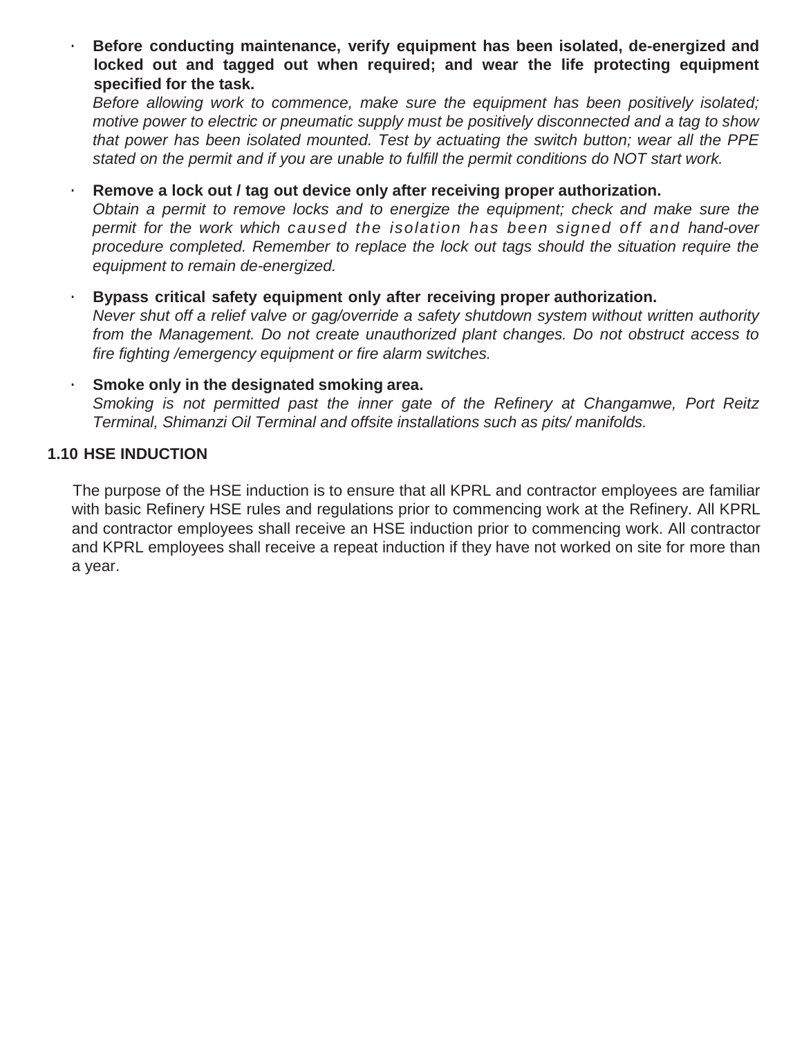- **Before conducting maintenance, verify equipment has been isolated, de-energized and locked out and tagged out when required; and wear the life protecting equipment specified for the task.**
  *Before allowing work to commence, make sure the equipment has been positively isolated; motive power to electric or pneumatic supply must be positively disconnected and a tag to show that power has been isolated mounted. Test by actuating the switch button; wear all the PPE stated on the permit and if you are unable to fulfill the permit conditions do NOT start work.*

- **Remove a lock out / tag out device only after receiving proper authorization.**
  *Obtain a permit to remove locks and to energize the equipment; check and make sure the permit for the work which caused the isolation has been signed off and hand-over procedure completed. Remember to replace the lock out tags should the situation require the equipment to remain de-energized.*

- **Bypass critical safety equipment only after receiving proper authorization.**
  *Never shut off a relief valve or gag/override a safety shutdown system without written authority from the Management. Do not create unauthorized plant changes. Do not obstruct access to fire fighting /emergency equipment or fire alarm switches.*

- **Smoke only in the designated smoking area.**
  *Smoking is not permitted past the inner gate of the Refinery at Changamwe, Port Reitz Terminal, Shimanzi Oil Terminal and offsite installations such as pits/ manifolds.*

## 1.10 HSE INDUCTION

The purpose of the HSE induction is to ensure that all KPRL and contractor employees are familiar with basic Refinery HSE rules and regulations prior to commencing work at the Refinery. All KPRL and contractor employees shall receive an HSE induction prior to commencing work. All contractor and KPRL employees shall receive a repeat induction if they have not worked on site for more than a year.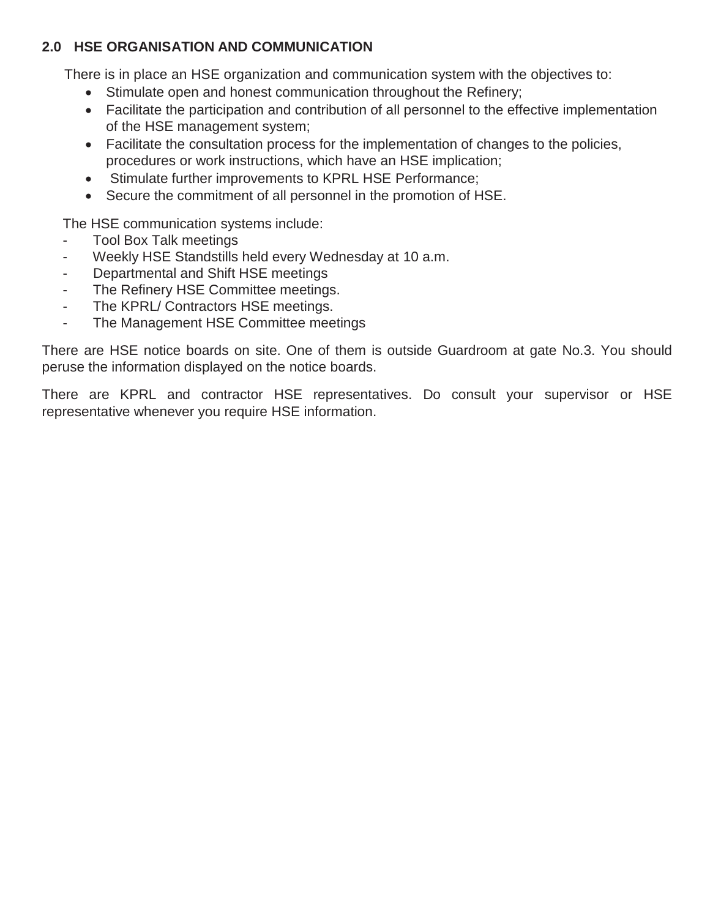## 2.0 HSE ORGANISATION AND COMMUNICATION

There is in place an HSE organization and communication system with the objectives to:

- Stimulate open and honest communication throughout the Refinery;
- Facilitate the participation and contribution of all personnel to the effective implementation of the HSE management system;
- Facilitate the consultation process for the implementation of changes to the policies, procedures or work instructions, which have an HSE implication;
- Stimulate further improvements to KPRL HSE Performance;
- Secure the commitment of all personnel in the promotion of HSE.

The HSE communication systems include:

- Tool Box Talk meetings
- Weekly HSE Standstills held every Wednesday at 10 a.m.
- Departmental and Shift HSE meetings
- The Refinery HSE Committee meetings.
- The KPRL/ Contractors HSE meetings.
- The Management HSE Committee meetings

There are HSE notice boards on site. One of them is outside Guardroom at gate No.3. You should peruse the information displayed on the notice boards.

There are KPRL and contractor HSE representatives. Do consult your supervisor or HSE representative whenever you require HSE information.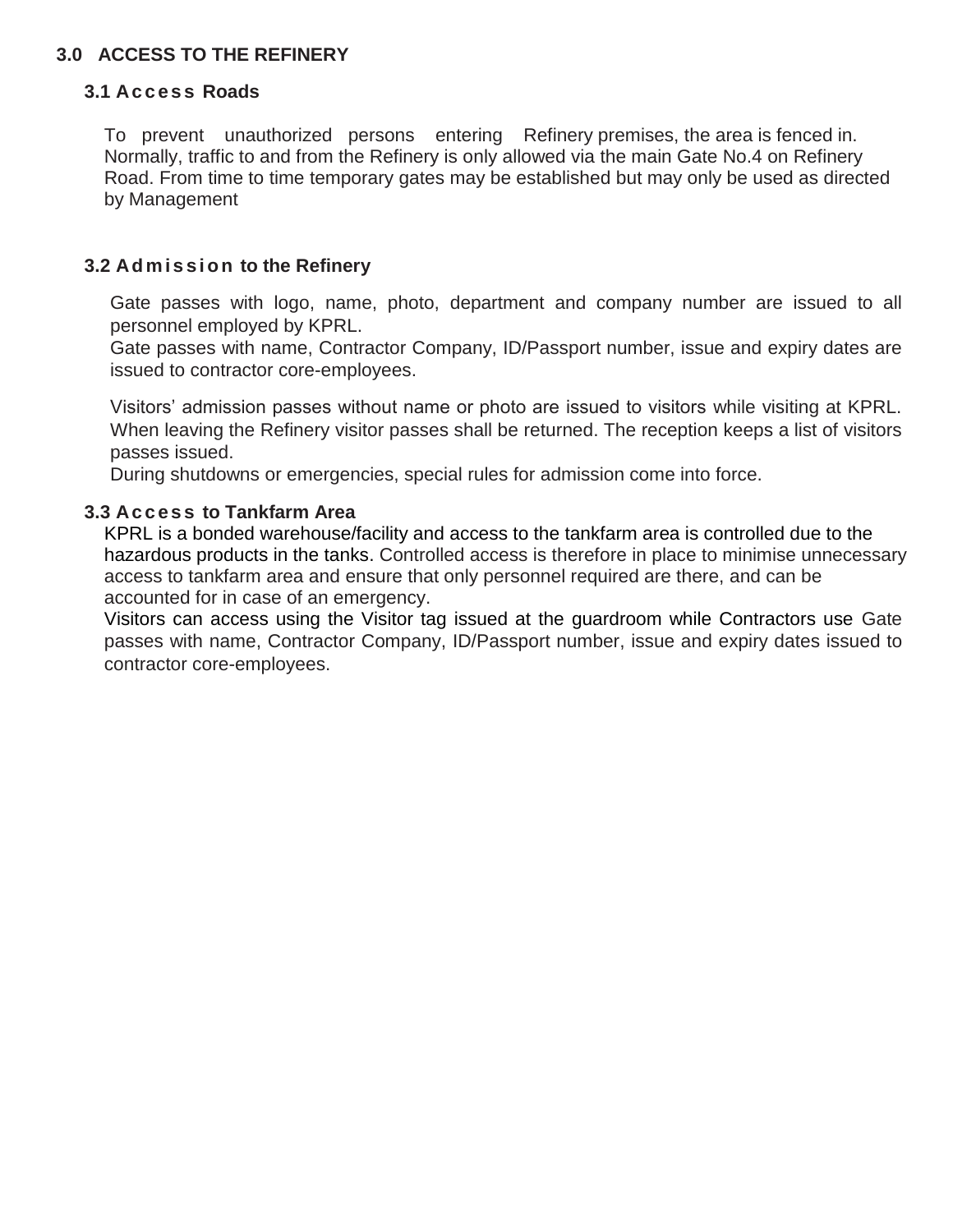## 3.0 ACCESS TO THE REFINERY

### 3.1 Access Roads

To prevent unauthorized persons entering Refinery premises, the area is fenced in. Normally, traffic to and from the Refinery is only allowed via the main Gate No.4 on Refinery Road. From time to time temporary gates may be established but may only be used as directed by Management

### 3.2 Admission to the Refinery

Gate passes with logo, name, photo, department and company number are issued to all personnel employed by KPRL.
Gate passes with name, Contractor Company, ID/Passport number, issue and expiry dates are issued to contractor core-employees.

Visitors' admission passes without name or photo are issued to visitors while visiting at KPRL. When leaving the Refinery visitor passes shall be returned. The reception keeps a list of visitors passes issued.
During shutdowns or emergencies, special rules for admission come into force.

### 3.3 Access to Tankfarm Area

KPRL is a bonded warehouse/facility and access to the tankfarm area is controlled due to the hazardous products in the tanks. Controlled access is therefore in place to minimise unnecessary access to tankfarm area and ensure that only personnel required are there, and can be accounted for in case of an emergency.
Visitors can access using the Visitor tag issued at the guardroom while Contractors use Gate passes with name, Contractor Company, ID/Passport number, issue and expiry dates issued to contractor core-employees.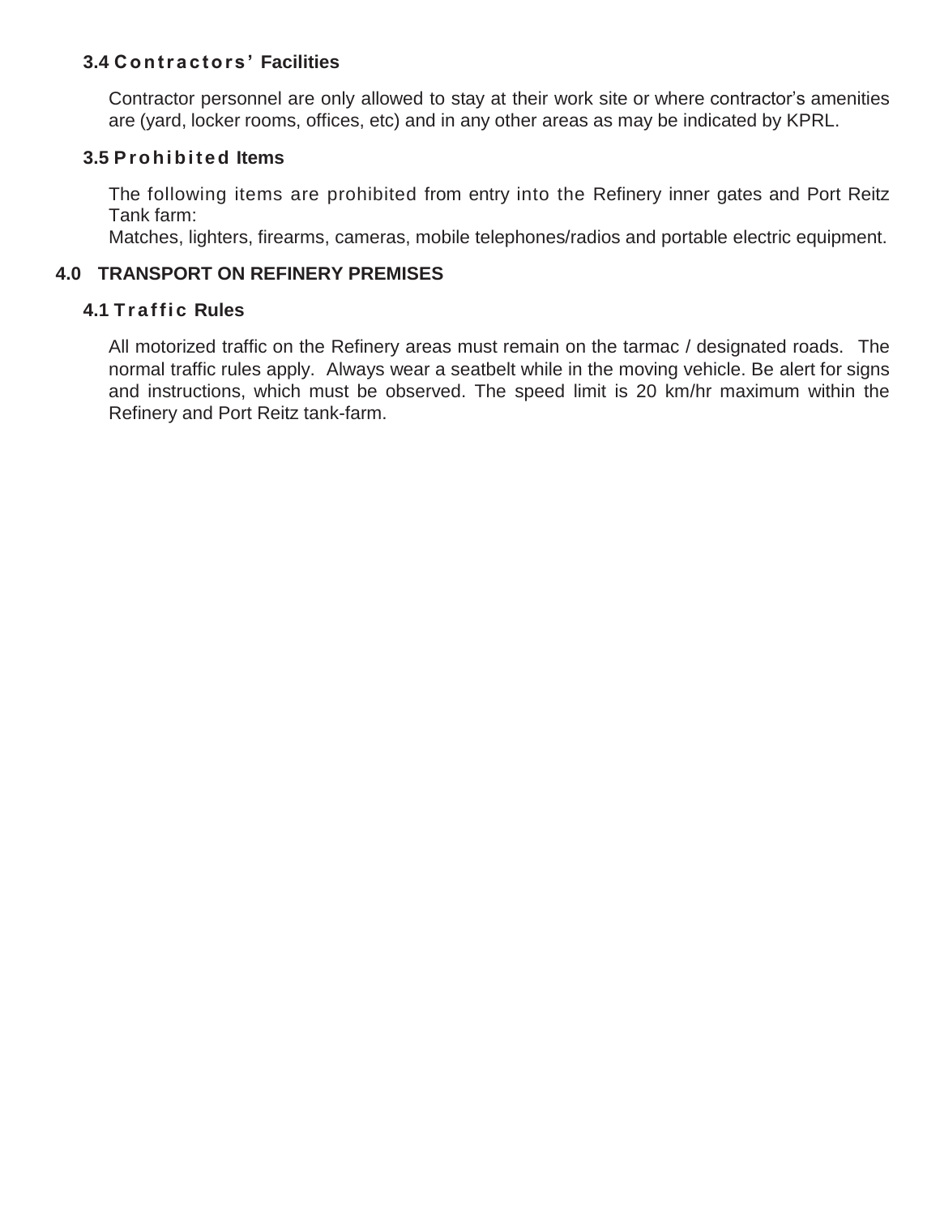### 3.4 Contractors' Facilities

Contractor personnel are only allowed to stay at their work site or where contractor's amenities are (yard, locker rooms, offices, etc) and in any other areas as may be indicated by KPRL.

### 3.5 Prohibited Items

The following items are prohibited from entry into the Refinery inner gates and Port Reitz Tank farm:
Matches, lighters, firearms, cameras, mobile telephones/radios and portable electric equipment.

## 4.0 TRANSPORT ON REFINERY PREMISES

### 4.1 Traffic Rules

All motorized traffic on the Refinery areas must remain on the tarmac / designated roads. The normal traffic rules apply. Always wear a seatbelt while in the moving vehicle. Be alert for signs and instructions, which must be observed. The speed limit is 20 km/hr maximum within the Refinery and Port Reitz tank-farm.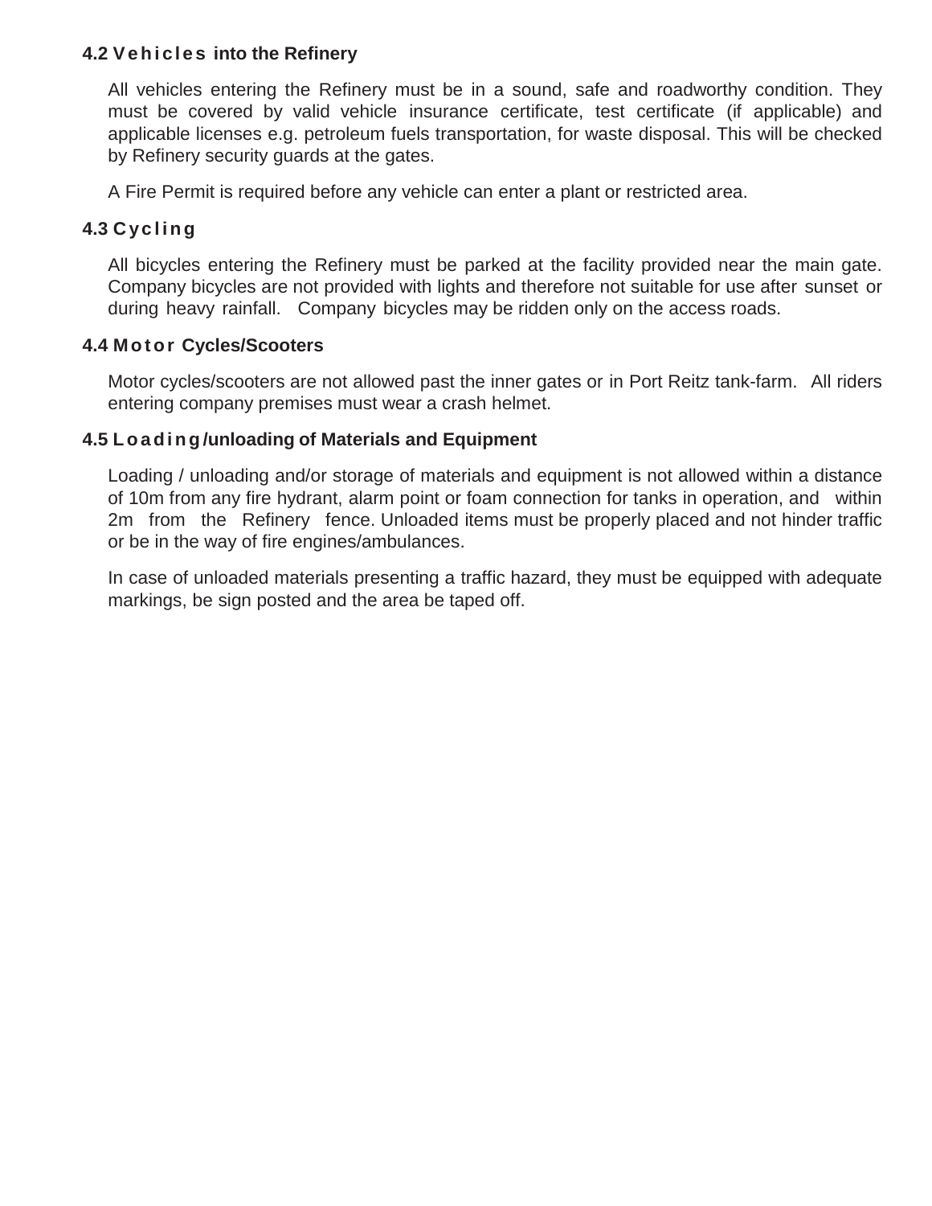### 4.2 Vehicles into the Refinery

All vehicles entering the Refinery must be in a sound, safe and roadworthy condition. They must be covered by valid vehicle insurance certificate, test certificate (if applicable) and applicable licenses e.g. petroleum fuels transportation, for waste disposal. This will be checked by Refinery security guards at the gates.

A Fire Permit is required before any vehicle can enter a plant or restricted area.

### 4.3 Cycling

All bicycles entering the Refinery must be parked at the facility provided near the main gate. Company bicycles are not provided with lights and therefore not suitable for use after sunset or during heavy rainfall. Company bicycles may be ridden only on the access roads.

### 4.4 Motor Cycles/Scooters

Motor cycles/scooters are not allowed past the inner gates or in Port Reitz tank-farm. All riders entering company premises must wear a crash helmet.

### 4.5 Loading/unloading of Materials and Equipment

Loading / unloading and/or storage of materials and equipment is not allowed within a distance of 10m from any fire hydrant, alarm point or foam connection for tanks in operation, and within 2m from the Refinery fence. Unloaded items must be properly placed and not hinder traffic or be in the way of fire engines/ambulances.

In case of unloaded materials presenting a traffic hazard, they must be equipped with adequate markings, be sign posted and the area be taped off.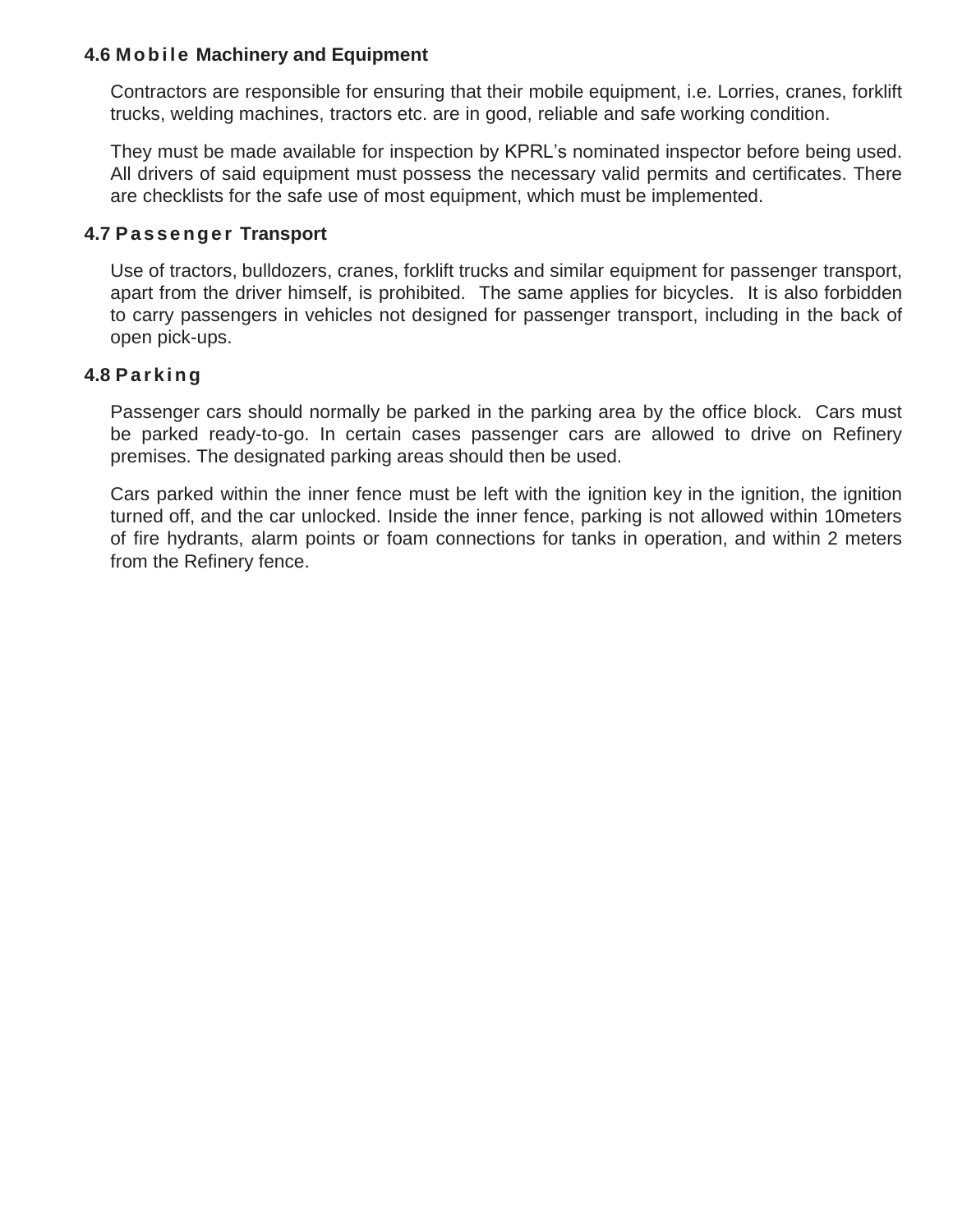### 4.6 Mobile Machinery and Equipment

Contractors are responsible for ensuring that their mobile equipment, i.e. Lorries, cranes, forklift trucks, welding machines, tractors etc. are in good, reliable and safe working condition.

They must be made available for inspection by KPRL's nominated inspector before being used. All drivers of said equipment must possess the necessary valid permits and certificates. There are checklists for the safe use of most equipment, which must be implemented.

### 4.7 Passenger Transport

Use of tractors, bulldozers, cranes, forklift trucks and similar equipment for passenger transport, apart from the driver himself, is prohibited. The same applies for bicycles. It is also forbidden to carry passengers in vehicles not designed for passenger transport, including in the back of open pick-ups.

### 4.8 Parking

Passenger cars should normally be parked in the parking area by the office block. Cars must be parked ready-to-go. In certain cases passenger cars are allowed to drive on Refinery premises. The designated parking areas should then be used.

Cars parked within the inner fence must be left with the ignition key in the ignition, the ignition turned off, and the car unlocked. Inside the inner fence, parking is not allowed within 10meters of fire hydrants, alarm points or foam connections for tanks in operation, and within 2 meters from the Refinery fence.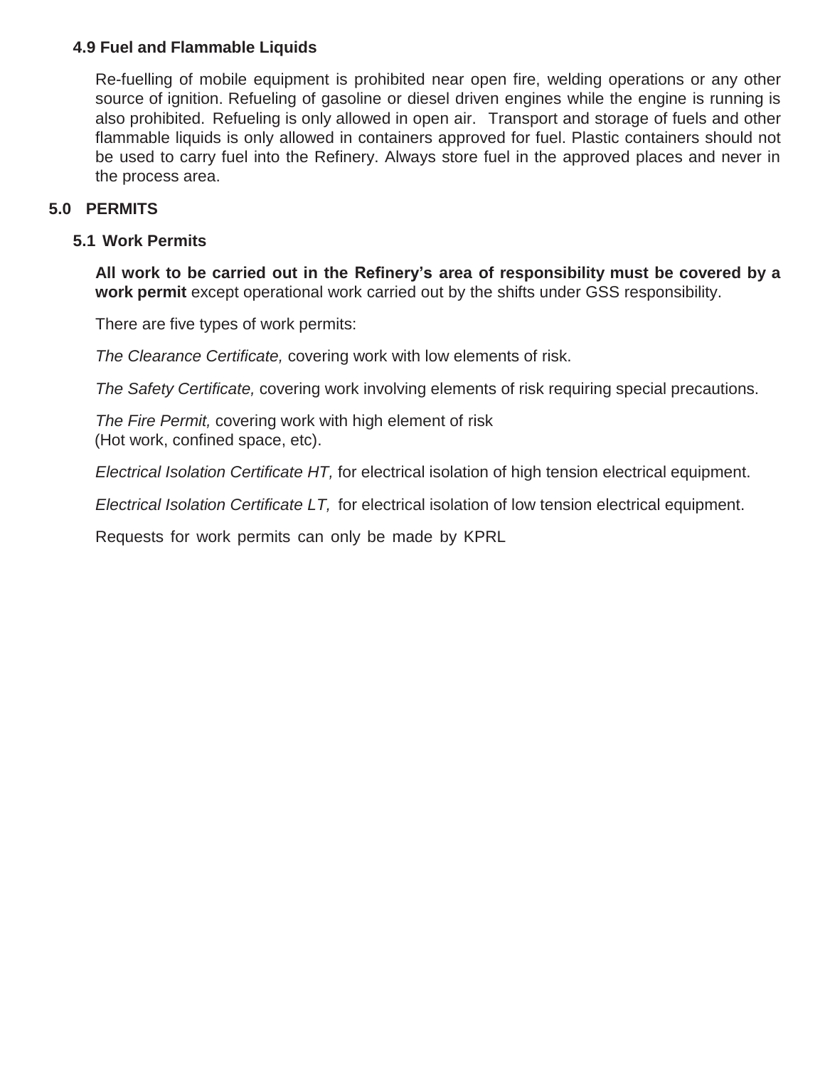### 4.9 Fuel and Flammable Liquids

Re-fuelling of mobile equipment is prohibited near open fire, welding operations or any other source of ignition. Refueling of gasoline or diesel driven engines while the engine is running is also prohibited. Refueling is only allowed in open air. Transport and storage of fuels and other flammable liquids is only allowed in containers approved for fuel. Plastic containers should not be used to carry fuel into the Refinery. Always store fuel in the approved places and never in the process area.

## 5.0 PERMITS

### 5.1 Work Permits

**All work to be carried out in the Refinery's area of responsibility must be covered by a work permit** except operational work carried out by the shifts under GSS responsibility.

There are five types of work permits:

*The Clearance Certificate,* covering work with low elements of risk.

*The Safety Certificate,* covering work involving elements of risk requiring special precautions.

*The Fire Permit,* covering work with high element of risk
(Hot work, confined space, etc).

*Electrical Isolation Certificate HT,* for electrical isolation of high tension electrical equipment.

*Electrical Isolation Certificate LT,* for electrical isolation of low tension electrical equipment.

Requests for work permits can only be made by KPRL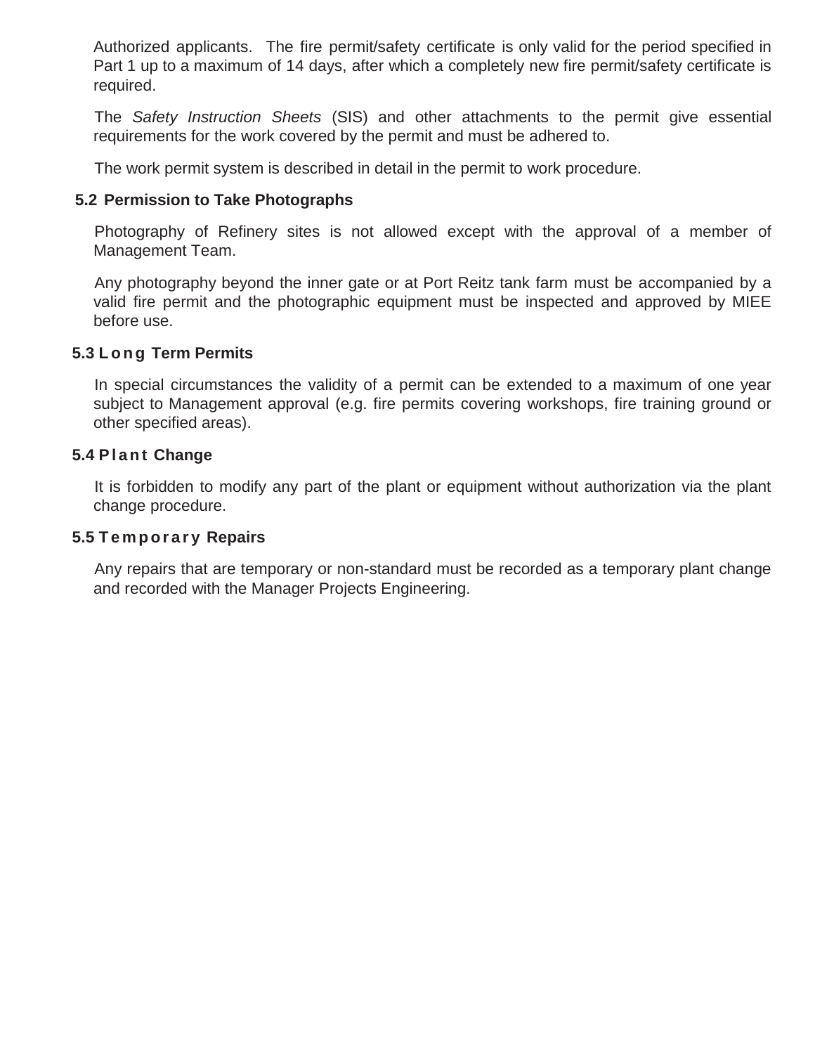Authorized applicants. The fire permit/safety certificate is only valid for the period specified in Part 1 up to a maximum of 14 days, after which a completely new fire permit/safety certificate is required.

The *Safety Instruction Sheets* (SIS) and other attachments to the permit give essential requirements for the work covered by the permit and must be adhered to.

The work permit system is described in detail in the permit to work procedure.

### 5.2 Permission to Take Photographs

Photography of Refinery sites is not allowed except with the approval of a member of Management Team.

Any photography beyond the inner gate or at Port Reitz tank farm must be accompanied by a valid fire permit and the photographic equipment must be inspected and approved by MIEE before use.

### 5.3 Long Term Permits

In special circumstances the validity of a permit can be extended to a maximum of one year subject to Management approval (e.g. fire permits covering workshops, fire training ground or other specified areas).

### 5.4 Plant Change

It is forbidden to modify any part of the plant or equipment without authorization via the plant change procedure.

### 5.5 Temporary Repairs

Any repairs that are temporary or non-standard must be recorded as a temporary plant change and recorded with the Manager Projects Engineering.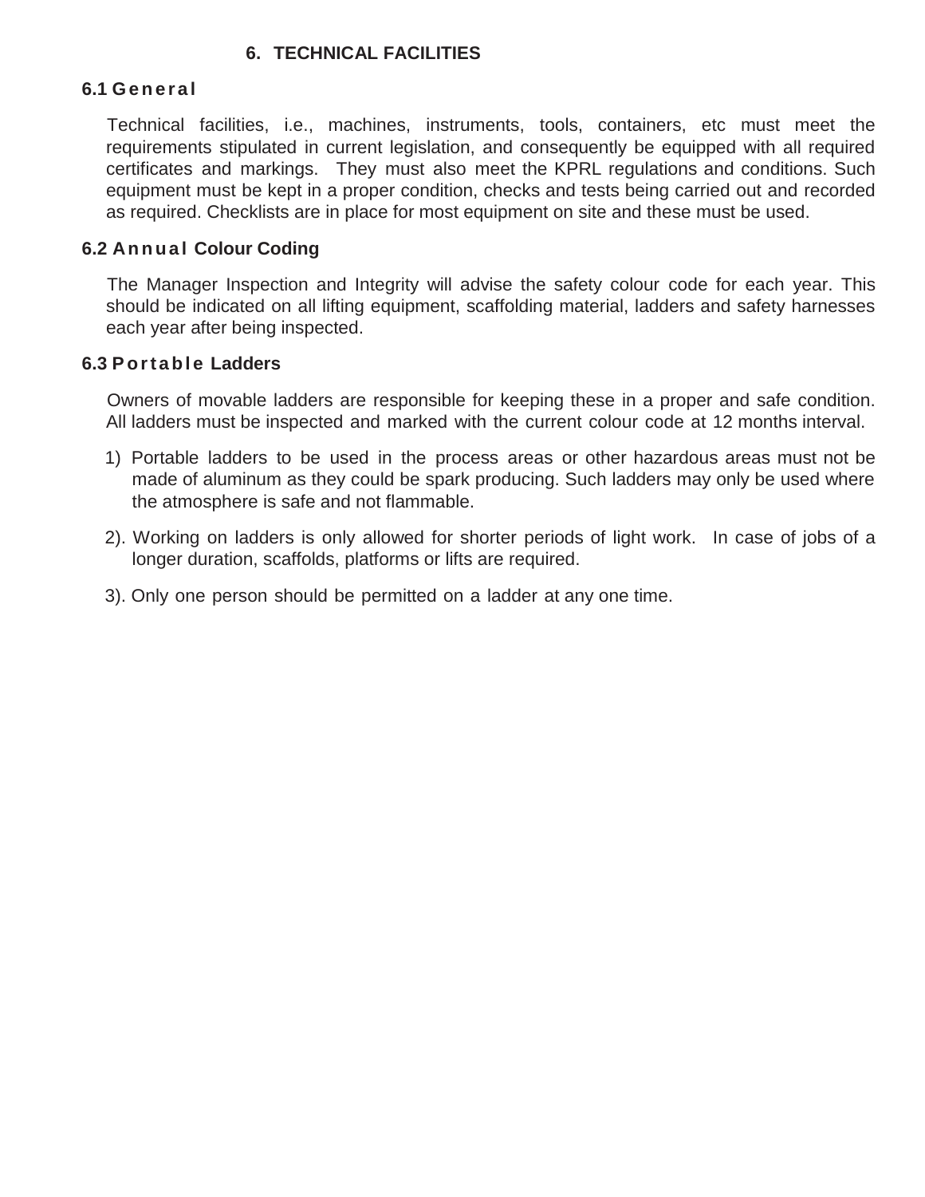# 6. TECHNICAL FACILITIES

## 6.1 General

Technical facilities, i.e., machines, instruments, tools, containers, etc must meet the requirements stipulated in current legislation, and consequently be equipped with all required certificates and markings. They must also meet the KPRL regulations and conditions. Such equipment must be kept in a proper condition, checks and tests being carried out and recorded as required. Checklists are in place for most equipment on site and these must be used.

## 6.2 Annual Colour Coding

The Manager Inspection and Integrity will advise the safety colour code for each year. This should be indicated on all lifting equipment, scaffolding material, ladders and safety harnesses each year after being inspected.

## 6.3 Portable Ladders

Owners of movable ladders are responsible for keeping these in a proper and safe condition. All ladders must be inspected and marked with the current colour code at 12 months interval.

1) Portable ladders to be used in the process areas or other hazardous areas must not be made of aluminum as they could be spark producing. Such ladders may only be used where the atmosphere is safe and not flammable.

2). Working on ladders is only allowed for shorter periods of light work. In case of jobs of a longer duration, scaffolds, platforms or lifts are required.

3). Only one person should be permitted on a ladder at any one time.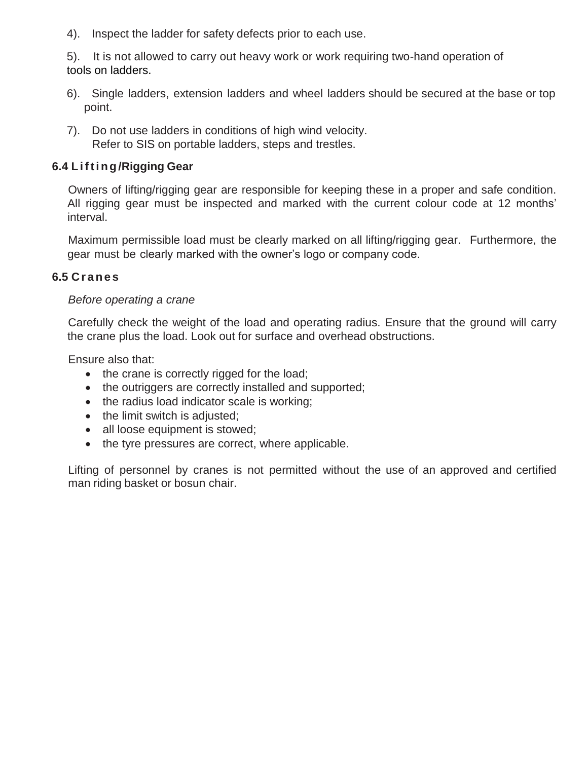4). Inspect the ladder for safety defects prior to each use.

5). It is not allowed to carry out heavy work or work requiring two-hand operation of tools on ladders.

6). Single ladders, extension ladders and wheel ladders should be secured at the base or top point.

7). Do not use ladders in conditions of high wind velocity.
Refer to SIS on portable ladders, steps and trestles.

### 6.4 Lifting/Rigging Gear

Owners of lifting/rigging gear are responsible for keeping these in a proper and safe condition. All rigging gear must be inspected and marked with the current colour code at 12 months' interval.

Maximum permissible load must be clearly marked on all lifting/rigging gear. Furthermore, the gear must be clearly marked with the owner's logo or company code.

### 6.5 Cranes

*Before operating a crane*

Carefully check the weight of the load and operating radius. Ensure that the ground will carry the crane plus the load. Look out for surface and overhead obstructions.

Ensure also that:

- the crane is correctly rigged for the load;
- the outriggers are correctly installed and supported;
- the radius load indicator scale is working;
- the limit switch is adjusted;
- all loose equipment is stowed;
- the tyre pressures are correct, where applicable.

Lifting of personnel by cranes is not permitted without the use of an approved and certified man riding basket or bosun chair.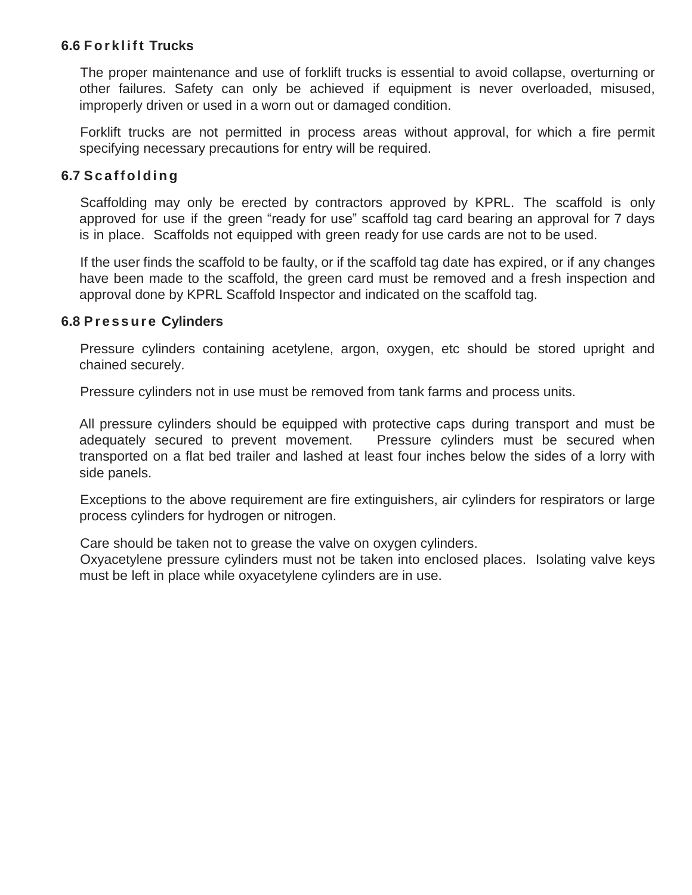### 6.6 Forklift Trucks

The proper maintenance and use of forklift trucks is essential to avoid collapse, overturning or other failures. Safety can only be achieved if equipment is never overloaded, misused, improperly driven or used in a worn out or damaged condition.

Forklift trucks are not permitted in process areas without approval, for which a fire permit specifying necessary precautions for entry will be required.

### 6.7 Scaffolding

Scaffolding may only be erected by contractors approved by KPRL. The scaffold is only approved for use if the green "ready for use" scaffold tag card bearing an approval for 7 days is in place. Scaffolds not equipped with green ready for use cards are not to be used.

If the user finds the scaffold to be faulty, or if the scaffold tag date has expired, or if any changes have been made to the scaffold, the green card must be removed and a fresh inspection and approval done by KPRL Scaffold Inspector and indicated on the scaffold tag.

### 6.8 Pressure Cylinders

Pressure cylinders containing acetylene, argon, oxygen, etc should be stored upright and chained securely.

Pressure cylinders not in use must be removed from tank farms and process units.

All pressure cylinders should be equipped with protective caps during transport and must be adequately secured to prevent movement. Pressure cylinders must be secured when transported on a flat bed trailer and lashed at least four inches below the sides of a lorry with side panels.

Exceptions to the above requirement are fire extinguishers, air cylinders for respirators or large process cylinders for hydrogen or nitrogen.

Care should be taken not to grease the valve on oxygen cylinders.
Oxyacetylene pressure cylinders must not be taken into enclosed places. Isolating valve keys must be left in place while oxyacetylene cylinders are in use.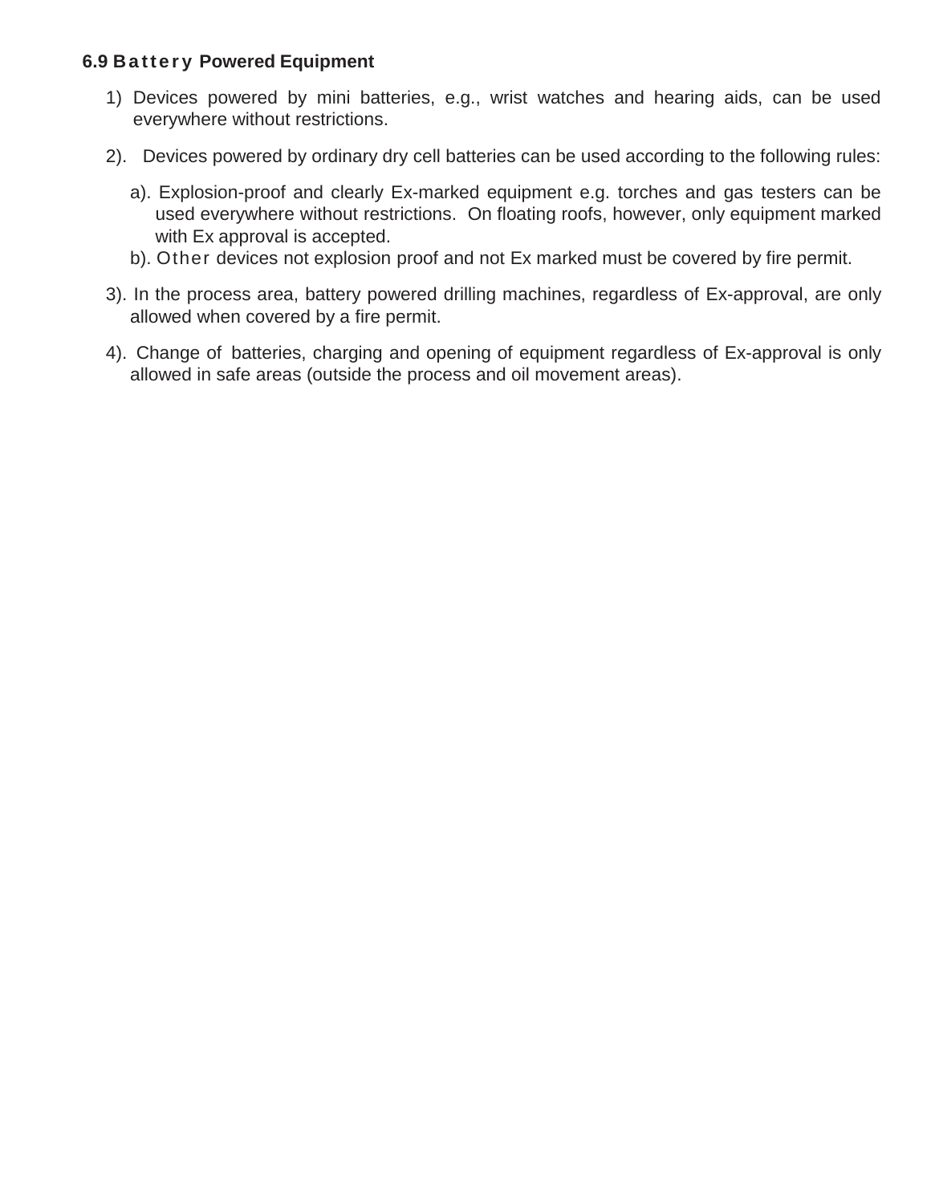### 6.9 Battery Powered Equipment

1) Devices powered by mini batteries, e.g., wrist watches and hearing aids, can be used everywhere without restrictions.

2). Devices powered by ordinary dry cell batteries can be used according to the following rules:

   a). Explosion-proof and clearly Ex-marked equipment e.g. torches and gas testers can be used everywhere without restrictions. On floating roofs, however, only equipment marked with Ex approval is accepted.

   b). Other devices not explosion proof and not Ex marked must be covered by fire permit.

3). In the process area, battery powered drilling machines, regardless of Ex-approval, are only allowed when covered by a fire permit.

4). Change of batteries, charging and opening of equipment regardless of Ex-approval is only allowed in safe areas (outside the process and oil movement areas).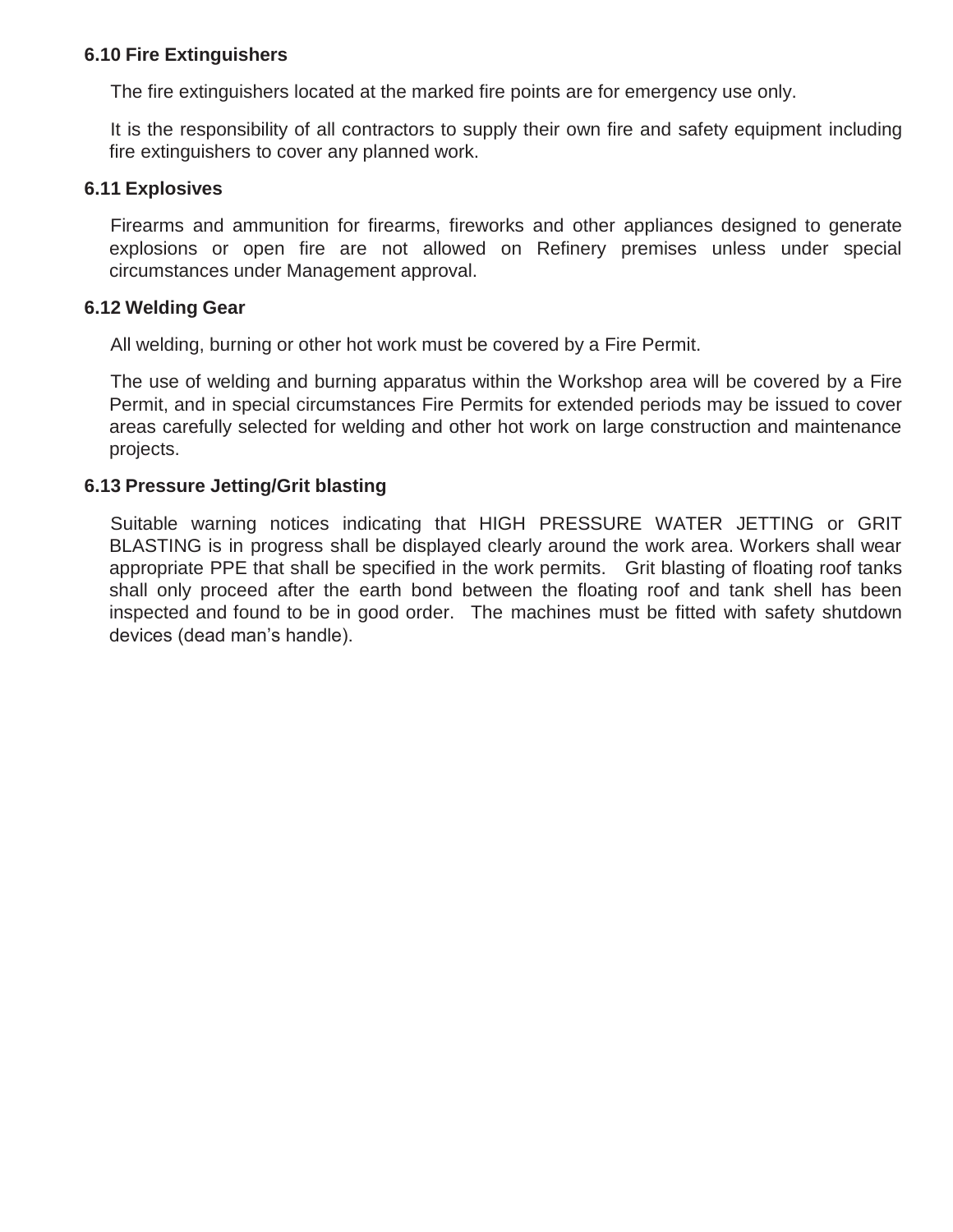### 6.10 Fire Extinguishers

The fire extinguishers located at the marked fire points are for emergency use only.

It is the responsibility of all contractors to supply their own fire and safety equipment including fire extinguishers to cover any planned work.

### 6.11 Explosives

Firearms and ammunition for firearms, fireworks and other appliances designed to generate explosions or open fire are not allowed on Refinery premises unless under special circumstances under Management approval.

### 6.12 Welding Gear

All welding, burning or other hot work must be covered by a Fire Permit.

The use of welding and burning apparatus within the Workshop area will be covered by a Fire Permit, and in special circumstances Fire Permits for extended periods may be issued to cover areas carefully selected for welding and other hot work on large construction and maintenance projects.

### 6.13 Pressure Jetting/Grit blasting

Suitable warning notices indicating that HIGH PRESSURE WATER JETTING or GRIT BLASTING is in progress shall be displayed clearly around the work area. Workers shall wear appropriate PPE that shall be specified in the work permits. Grit blasting of floating roof tanks shall only proceed after the earth bond between the floating roof and tank shell has been inspected and found to be in good order. The machines must be fitted with safety shutdown devices (dead man's handle).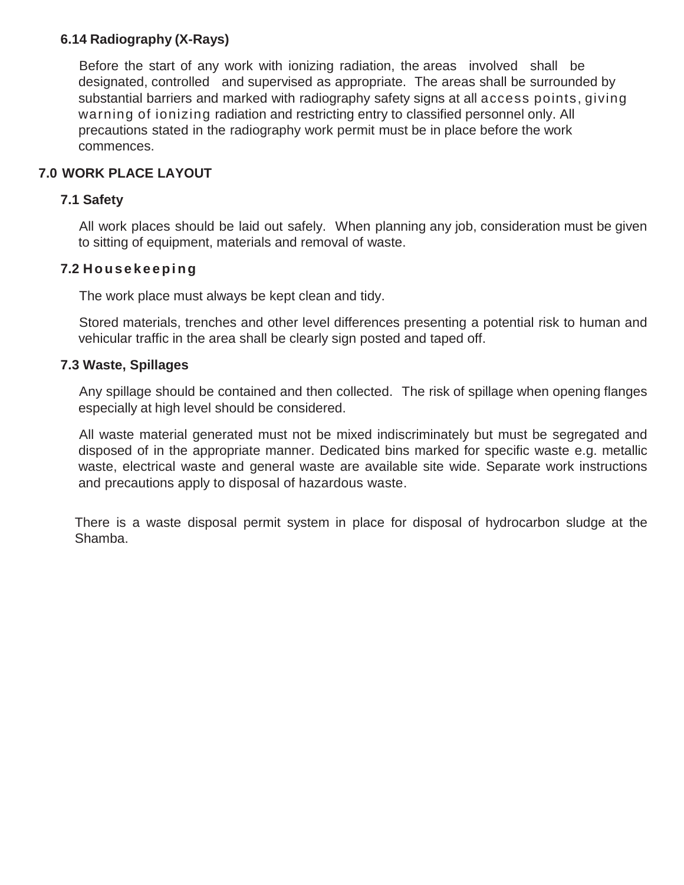### 6.14 Radiography (X-Rays)

Before the start of any work with ionizing radiation, the areas involved shall be designated, controlled and supervised as appropriate. The areas shall be surrounded by substantial barriers and marked with radiography safety signs at all access points, giving warning of ionizing radiation and restricting entry to classified personnel only. All precautions stated in the radiography work permit must be in place before the work commences.

## 7.0 WORK PLACE LAYOUT

### 7.1 Safety

All work places should be laid out safely. When planning any job, consideration must be given to sitting of equipment, materials and removal of waste.

### 7.2 Housekeeping

The work place must always be kept clean and tidy.

Stored materials, trenches and other level differences presenting a potential risk to human and vehicular traffic in the area shall be clearly sign posted and taped off.

### 7.3 Waste, Spillages

Any spillage should be contained and then collected. The risk of spillage when opening flanges especially at high level should be considered.

All waste material generated must not be mixed indiscriminately but must be segregated and disposed of in the appropriate manner. Dedicated bins marked for specific waste e.g. metallic waste, electrical waste and general waste are available site wide. Separate work instructions and precautions apply to disposal of hazardous waste.

There is a waste disposal permit system in place for disposal of hydrocarbon sludge at the Shamba.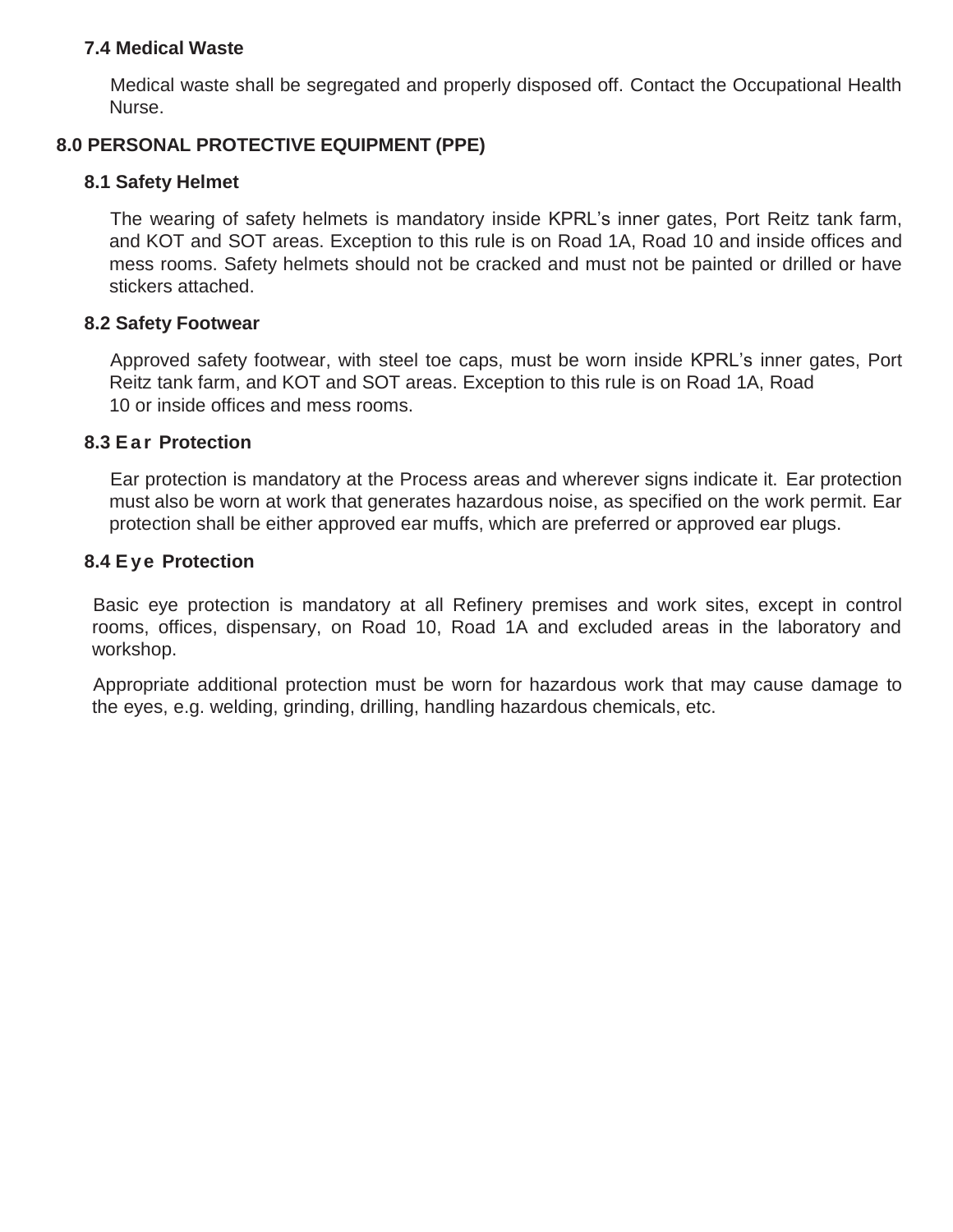### 7.4 Medical Waste

Medical waste shall be segregated and properly disposed off. Contact the Occupational Health Nurse.

## 8.0 PERSONAL PROTECTIVE EQUIPMENT (PPE)

### 8.1 Safety Helmet

The wearing of safety helmets is mandatory inside KPRL's inner gates, Port Reitz tank farm, and KOT and SOT areas. Exception to this rule is on Road 1A, Road 10 and inside offices and mess rooms. Safety helmets should not be cracked and must not be painted or drilled or have stickers attached.

### 8.2 Safety Footwear

Approved safety footwear, with steel toe caps, must be worn inside KPRL's inner gates, Port Reitz tank farm, and KOT and SOT areas. Exception to this rule is on Road 1A, Road 10 or inside offices and mess rooms.

### 8.3 Ear Protection

Ear protection is mandatory at the Process areas and wherever signs indicate it. Ear protection must also be worn at work that generates hazardous noise, as specified on the work permit. Ear protection shall be either approved ear muffs, which are preferred or approved ear plugs.

### 8.4 Eye Protection

Basic eye protection is mandatory at all Refinery premises and work sites, except in control rooms, offices, dispensary, on Road 10, Road 1A and excluded areas in the laboratory and workshop.

Appropriate additional protection must be worn for hazardous work that may cause damage to the eyes, e.g. welding, grinding, drilling, handling hazardous chemicals, etc.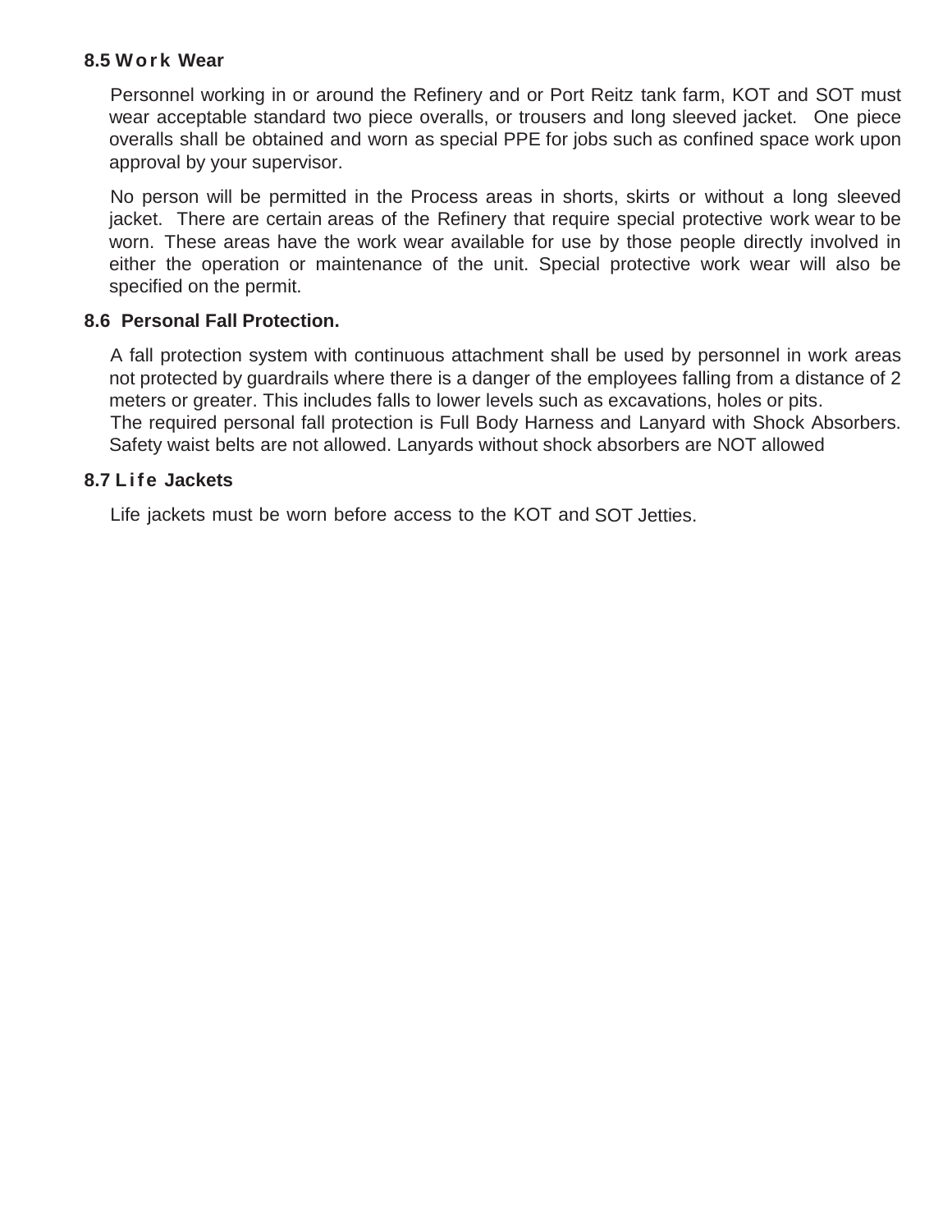### 8.5 Work Wear

Personnel working in or around the Refinery and or Port Reitz tank farm, KOT and SOT must wear acceptable standard two piece overalls, or trousers and long sleeved jacket. One piece overalls shall be obtained and worn as special PPE for jobs such as confined space work upon approval by your supervisor.

No person will be permitted in the Process areas in shorts, skirts or without a long sleeved jacket. There are certain areas of the Refinery that require special protective work wear to be worn. These areas have the work wear available for use by those people directly involved in either the operation or maintenance of the unit. Special protective work wear will also be specified on the permit.

### 8.6 Personal Fall Protection.

A fall protection system with continuous attachment shall be used by personnel in work areas not protected by guardrails where there is a danger of the employees falling from a distance of 2 meters or greater. This includes falls to lower levels such as excavations, holes or pits.

The required personal fall protection is Full Body Harness and Lanyard with Shock Absorbers. Safety waist belts are not allowed. Lanyards without shock absorbers are NOT allowed

### 8.7 Life Jackets

Life jackets must be worn before access to the KOT and SOT Jetties.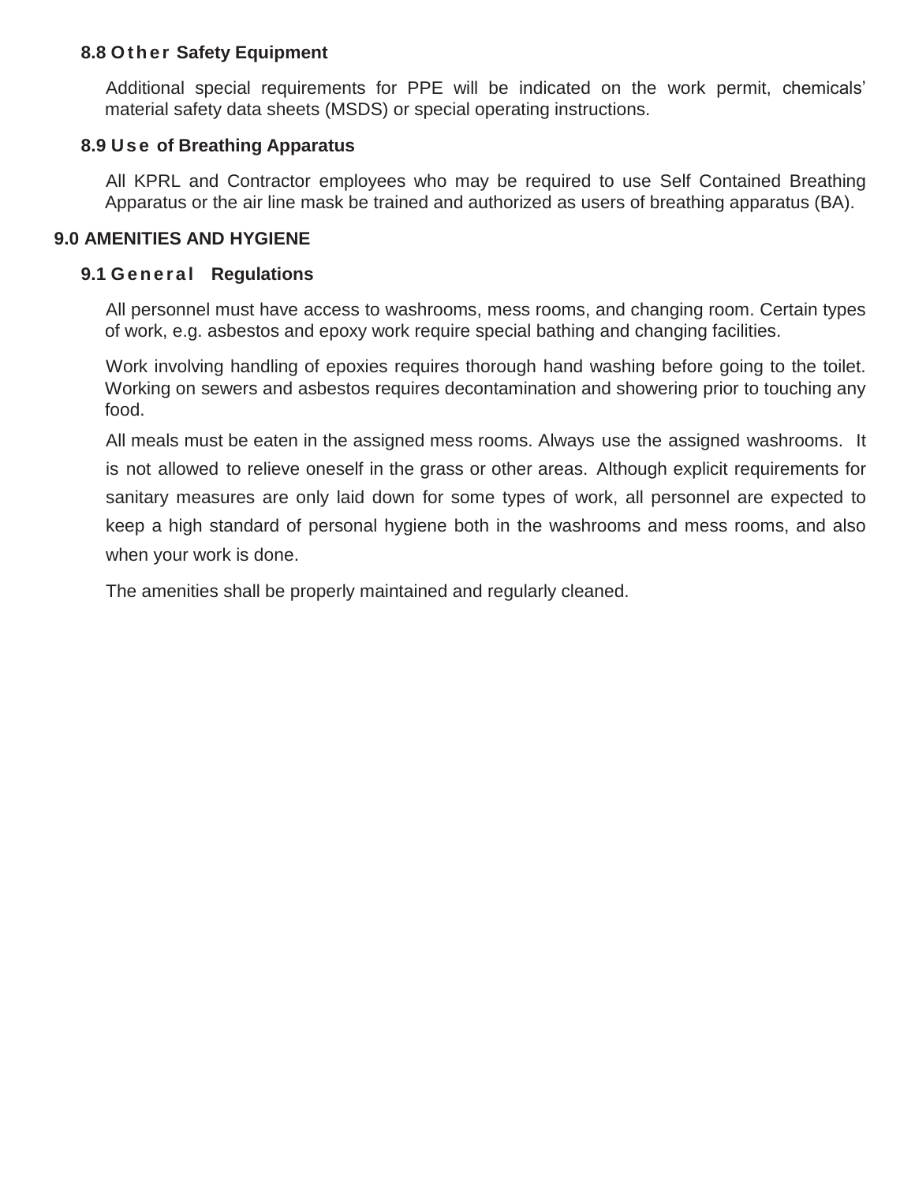### 8.8 Other Safety Equipment

Additional special requirements for PPE will be indicated on the work permit, chemicals' material safety data sheets (MSDS) or special operating instructions.

### 8.9 Use of Breathing Apparatus

All KPRL and Contractor employees who may be required to use Self Contained Breathing Apparatus or the air line mask be trained and authorized as users of breathing apparatus (BA).

## 9.0 AMENITIES AND HYGIENE

### 9.1 General Regulations

All personnel must have access to washrooms, mess rooms, and changing room. Certain types of work, e.g. asbestos and epoxy work require special bathing and changing facilities.

Work involving handling of epoxies requires thorough hand washing before going to the toilet. Working on sewers and asbestos requires decontamination and showering prior to touching any food.

All meals must be eaten in the assigned mess rooms. Always use the assigned washrooms. It is not allowed to relieve oneself in the grass or other areas. Although explicit requirements for sanitary measures are only laid down for some types of work, all personnel are expected to keep a high standard of personal hygiene both in the washrooms and mess rooms, and also when your work is done.

The amenities shall be properly maintained and regularly cleaned.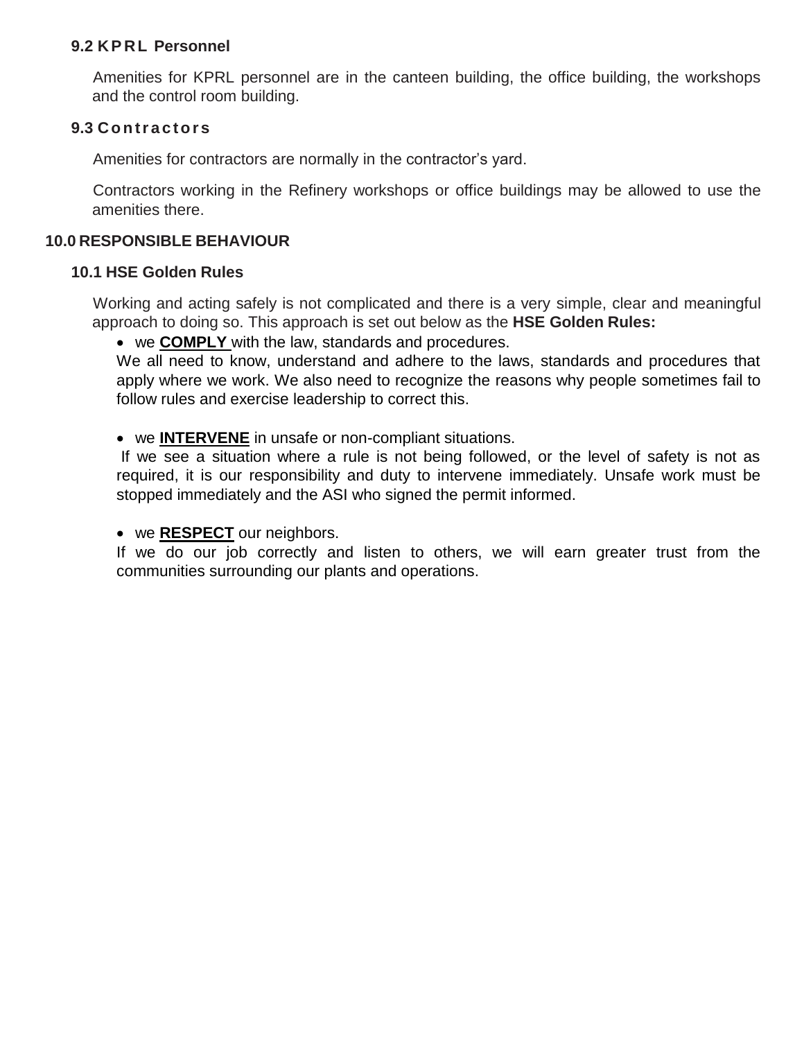### 9.2 KPRL Personnel

Amenities for KPRL personnel are in the canteen building, the office building, the workshops and the control room building.

### 9.3 Contractors

Amenities for contractors are normally in the contractor's yard.

Contractors working in the Refinery workshops or office buildings may be allowed to use the amenities there.

## 10.0 RESPONSIBLE BEHAVIOUR

### 10.1 HSE Golden Rules

Working and acting safely is not complicated and there is a very simple, clear and meaningful approach to doing so. This approach is set out below as the **HSE Golden Rules:**

- we **COMPLY** with the law, standards and procedures.
  We all need to know, understand and adhere to the laws, standards and procedures that apply where we work. We also need to recognize the reasons why people sometimes fail to follow rules and exercise leadership to correct this.

- we **INTERVENE** in unsafe or non-compliant situations.
  If we see a situation where a rule is not being followed, or the level of safety is not as required, it is our responsibility and duty to intervene immediately. Unsafe work must be stopped immediately and the ASI who signed the permit informed.

- we **RESPECT** our neighbors.
  If we do our job correctly and listen to others, we will earn greater trust from the communities surrounding our plants and operations.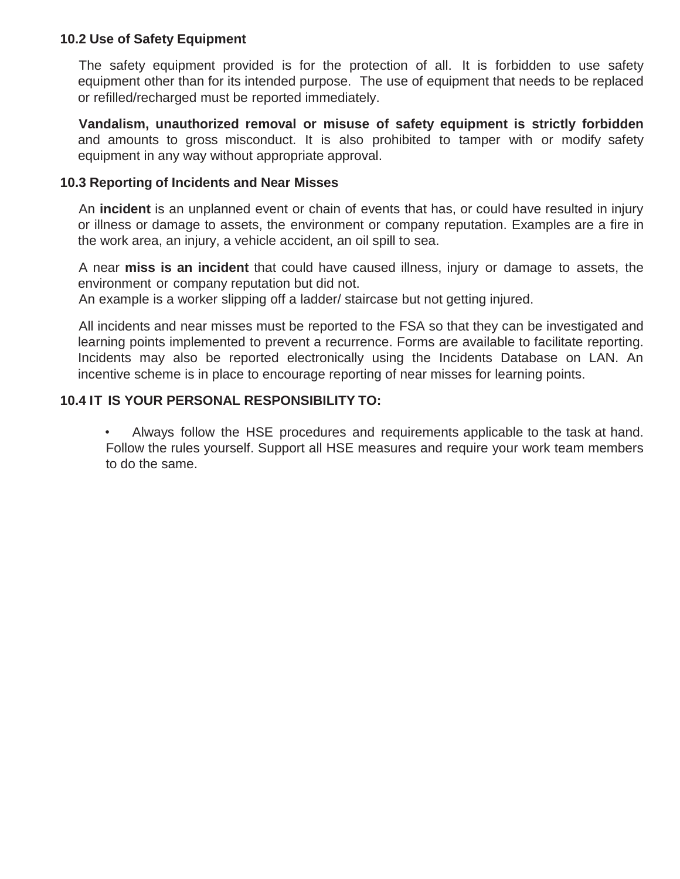### 10.2 Use of Safety Equipment

The safety equipment provided is for the protection of all. It is forbidden to use safety equipment other than for its intended purpose. The use of equipment that needs to be replaced or refilled/recharged must be reported immediately.

**Vandalism, unauthorized removal or misuse of safety equipment is strictly forbidden** and amounts to gross misconduct. It is also prohibited to tamper with or modify safety equipment in any way without appropriate approval.

### 10.3 Reporting of Incidents and Near Misses

An **incident** is an unplanned event or chain of events that has, or could have resulted in injury or illness or damage to assets, the environment or company reputation. Examples are a fire in the work area, an injury, a vehicle accident, an oil spill to sea.

A near **miss is an incident** that could have caused illness, injury or damage to assets, the environment or company reputation but did not.
An example is a worker slipping off a ladder/ staircase but not getting injured.

All incidents and near misses must be reported to the FSA so that they can be investigated and learning points implemented to prevent a recurrence. Forms are available to facilitate reporting. Incidents may also be reported electronically using the Incidents Database on LAN. An incentive scheme is in place to encourage reporting of near misses for learning points.

### 10.4 IT IS YOUR PERSONAL RESPONSIBILITY TO:

- Always follow the HSE procedures and requirements applicable to the task at hand. Follow the rules yourself. Support all HSE measures and require your work team members to do the same.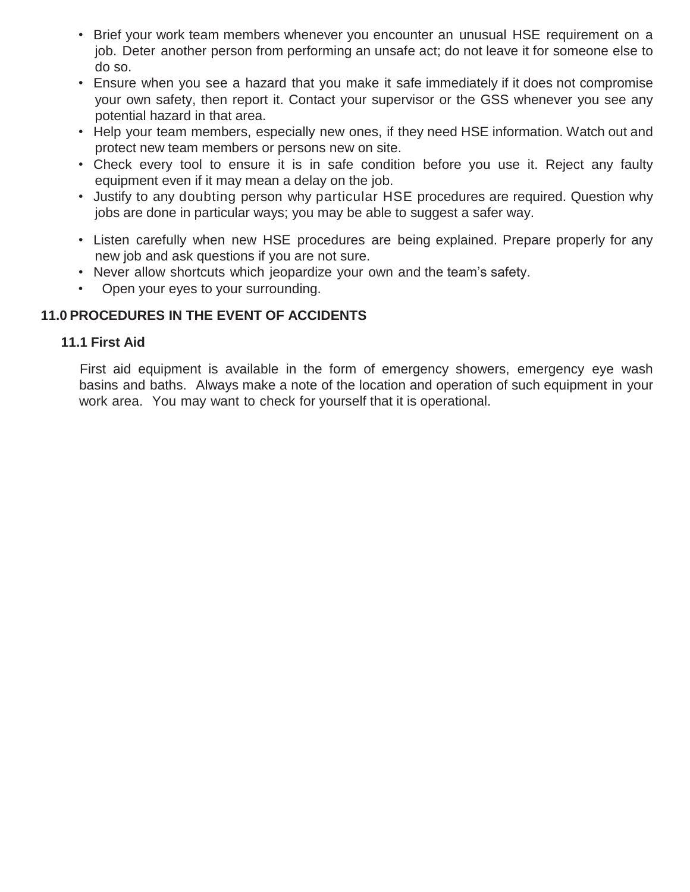- Brief your work team members whenever you encounter an unusual HSE requirement on a job. Deter another person from performing an unsafe act; do not leave it for someone else to do so.
- Ensure when you see a hazard that you make it safe immediately if it does not compromise your own safety, then report it. Contact your supervisor or the GSS whenever you see any potential hazard in that area.
- Help your team members, especially new ones, if they need HSE information. Watch out and protect new team members or persons new on site.
- Check every tool to ensure it is in safe condition before you use it. Reject any faulty equipment even if it may mean a delay on the job.
- Justify to any doubting person why particular HSE procedures are required. Question why jobs are done in particular ways; you may be able to suggest a safer way.
- Listen carefully when new HSE procedures are being explained. Prepare properly for any new job and ask questions if you are not sure.
- Never allow shortcuts which jeopardize your own and the team's safety.
- Open your eyes to your surrounding.

## 11.0 PROCEDURES IN THE EVENT OF ACCIDENTS

### 11.1 First Aid

First aid equipment is available in the form of emergency showers, emergency eye wash basins and baths. Always make a note of the location and operation of such equipment in your work area. You may want to check for yourself that it is operational.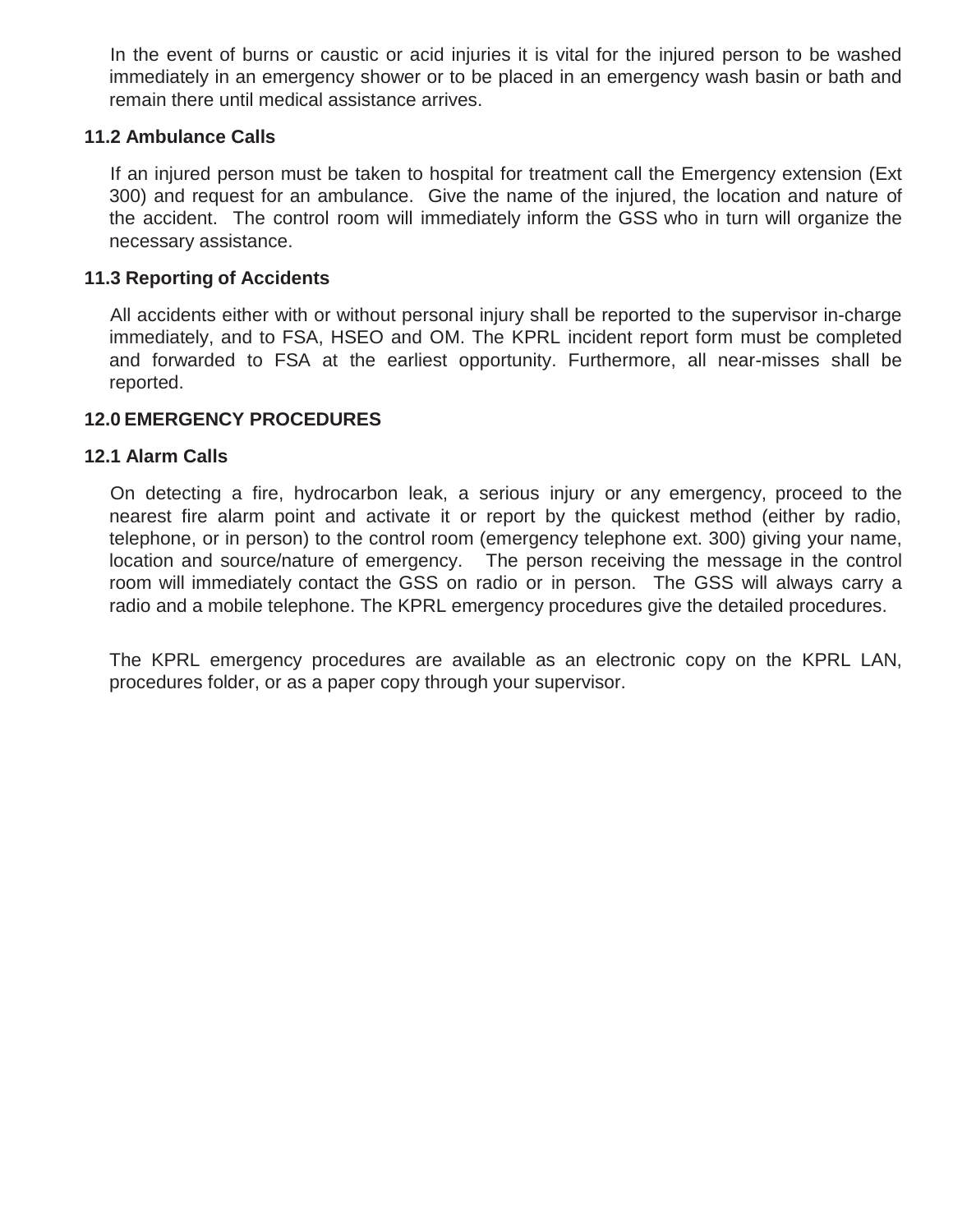In the event of burns or caustic or acid injuries it is vital for the injured person to be washed immediately in an emergency shower or to be placed in an emergency wash basin or bath and remain there until medical assistance arrives.

### 11.2 Ambulance Calls

If an injured person must be taken to hospital for treatment call the Emergency extension (Ext 300) and request for an ambulance. Give the name of the injured, the location and nature of the accident. The control room will immediately inform the GSS who in turn will organize the necessary assistance.

### 11.3 Reporting of Accidents

All accidents either with or without personal injury shall be reported to the supervisor in-charge immediately, and to FSA, HSEO and OM. The KPRL incident report form must be completed and forwarded to FSA at the earliest opportunity. Furthermore, all near-misses shall be reported.

## 12.0 EMERGENCY PROCEDURES

### 12.1 Alarm Calls

On detecting a fire, hydrocarbon leak, a serious injury or any emergency, proceed to the nearest fire alarm point and activate it or report by the quickest method (either by radio, telephone, or in person) to the control room (emergency telephone ext. 300) giving your name, location and source/nature of emergency. The person receiving the message in the control room will immediately contact the GSS on radio or in person. The GSS will always carry a radio and a mobile telephone. The KPRL emergency procedures give the detailed procedures.

The KPRL emergency procedures are available as an electronic copy on the KPRL LAN, procedures folder, or as a paper copy through your supervisor.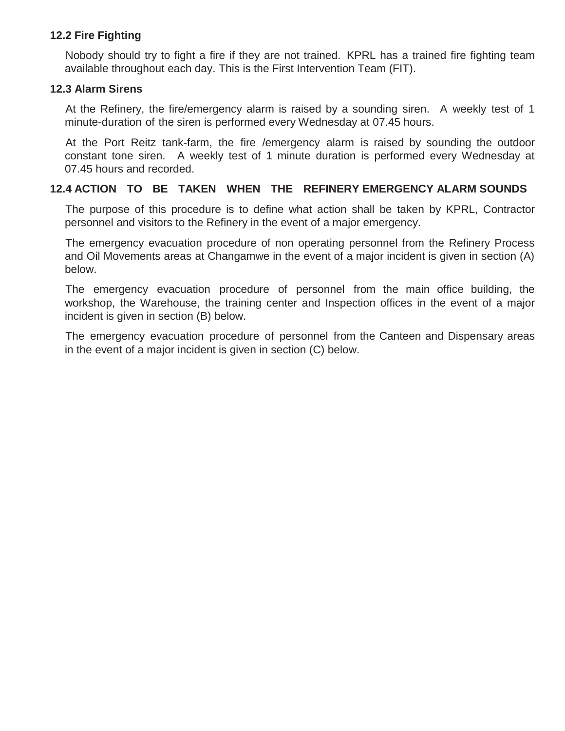### 12.2 Fire Fighting

Nobody should try to fight a fire if they are not trained. KPRL has a trained fire fighting team available throughout each day. This is the First Intervention Team (FIT).

### 12.3 Alarm Sirens

At the Refinery, the fire/emergency alarm is raised by a sounding siren. A weekly test of 1 minute-duration of the siren is performed every Wednesday at 07.45 hours.

At the Port Reitz tank-farm, the fire /emergency alarm is raised by sounding the outdoor constant tone siren. A weekly test of 1 minute duration is performed every Wednesday at 07.45 hours and recorded.

### 12.4 ACTION TO BE TAKEN WHEN THE REFINERY EMERGENCY ALARM SOUNDS

The purpose of this procedure is to define what action shall be taken by KPRL, Contractor personnel and visitors to the Refinery in the event of a major emergency.

The emergency evacuation procedure of non operating personnel from the Refinery Process and Oil Movements areas at Changamwe in the event of a major incident is given in section (A) below.

The emergency evacuation procedure of personnel from the main office building, the workshop, the Warehouse, the training center and Inspection offices in the event of a major incident is given in section (B) below.

The emergency evacuation procedure of personnel from the Canteen and Dispensary areas in the event of a major incident is given in section (C) below.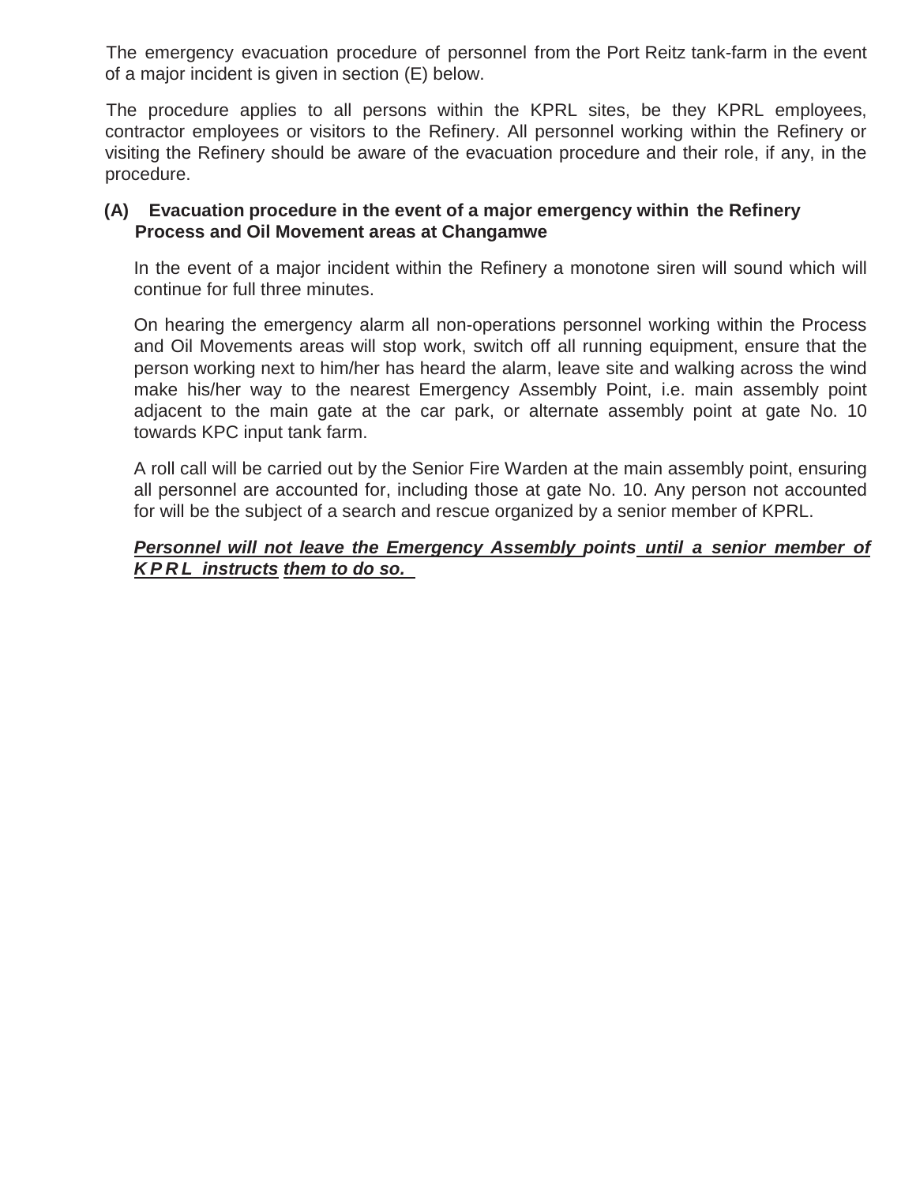The emergency evacuation procedure of personnel from the Port Reitz tank-farm in the event of a major incident is given in section (E) below.

The procedure applies to all persons within the KPRL sites, be they KPRL employees, contractor employees or visitors to the Refinery. All personnel working within the Refinery or visiting the Refinery should be aware of the evacuation procedure and their role, if any, in the procedure.

### (A) Evacuation procedure in the event of a major emergency within the Refinery Process and Oil Movement areas at Changamwe

In the event of a major incident within the Refinery a monotone siren will sound which will continue for full three minutes.

On hearing the emergency alarm all non-operations personnel working within the Process and Oil Movements areas will stop work, switch off all running equipment, ensure that the person working next to him/her has heard the alarm, leave site and walking across the wind make his/her way to the nearest Emergency Assembly Point, i.e. main assembly point adjacent to the main gate at the car park, or alternate assembly point at gate No. 10 towards KPC input tank farm.

A roll call will be carried out by the Senior Fire Warden at the main assembly point, ensuring all personnel are accounted for, including those at gate No. 10. Any person not accounted for will be the subject of a search and rescue organized by a senior member of KPRL.

***Personnel will not leave the Emergency Assembly points until a senior member of KPRL instructs them to do so.***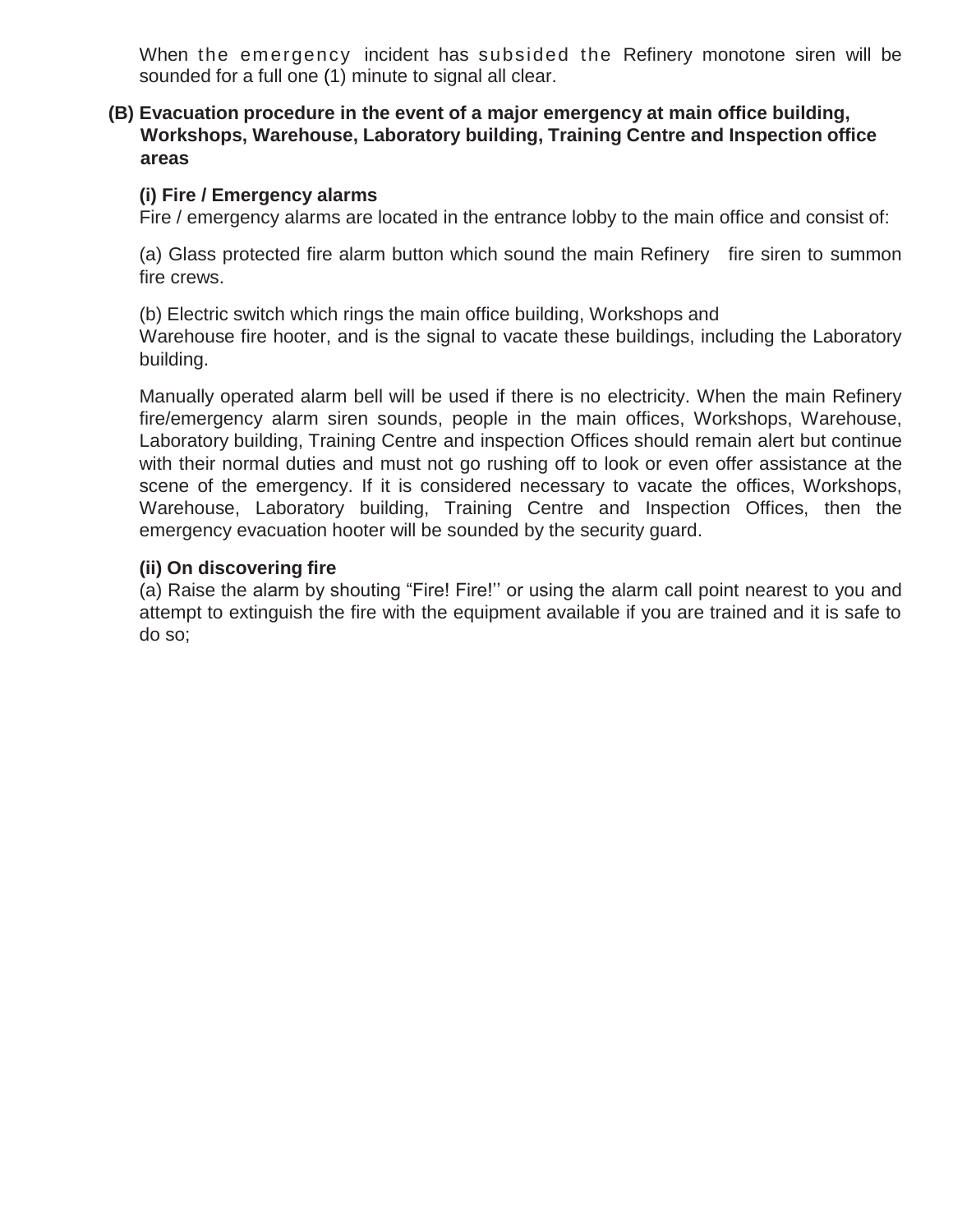When the emergency incident has subsided the Refinery monotone siren will be sounded for a full one (1) minute to signal all clear.

**(B) Evacuation procedure in the event of a major emergency at main office building, Workshops, Warehouse, Laboratory building, Training Centre and Inspection office areas**

**(i) Fire / Emergency alarms**

Fire / emergency alarms are located in the entrance lobby to the main office and consist of:

(a) Glass protected fire alarm button which sound the main Refinery fire siren to summon fire crews.

(b) Electric switch which rings the main office building, Workshops and Warehouse fire hooter, and is the signal to vacate these buildings, including the Laboratory building.

Manually operated alarm bell will be used if there is no electricity. When the main Refinery fire/emergency alarm siren sounds, people in the main offices, Workshops, Warehouse, Laboratory building, Training Centre and inspection Offices should remain alert but continue with their normal duties and must not go rushing off to look or even offer assistance at the scene of the emergency. If it is considered necessary to vacate the offices, Workshops, Warehouse, Laboratory building, Training Centre and Inspection Offices, then the emergency evacuation hooter will be sounded by the security guard.

**(ii) On discovering fire**

(a) Raise the alarm by shouting "Fire! Fire!'' or using the alarm call point nearest to you and attempt to extinguish the fire with the equipment available if you are trained and it is safe to do so;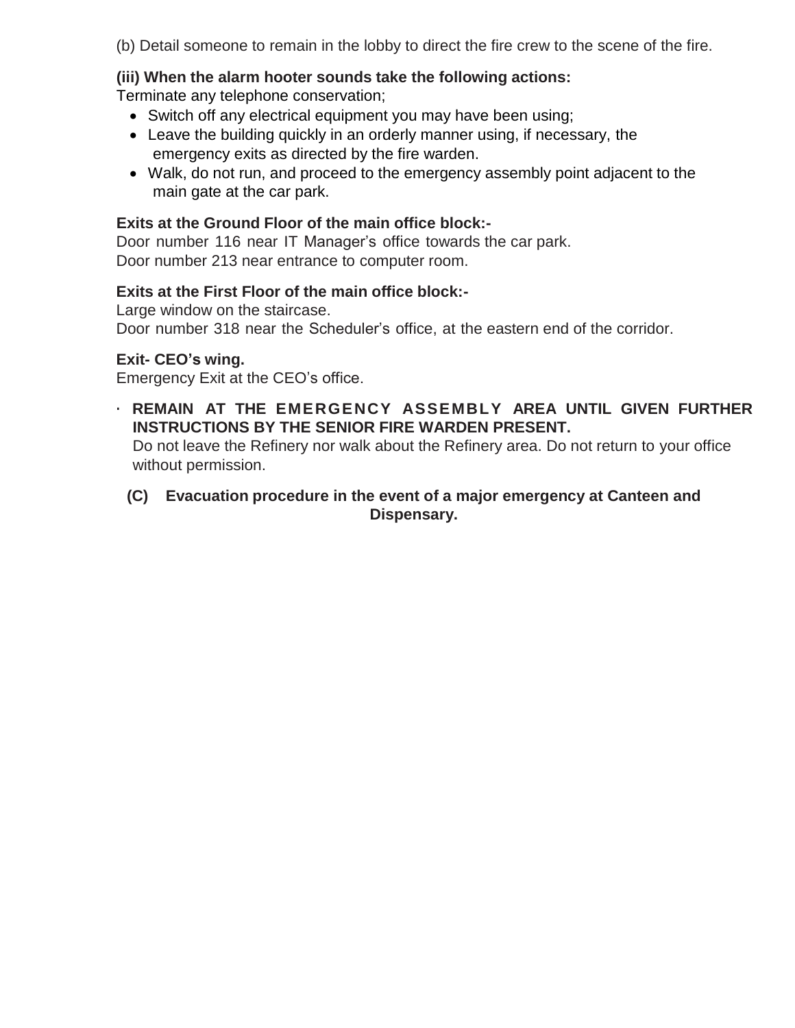(b) Detail someone to remain in the lobby to direct the fire crew to the scene of the fire.

**(iii) When the alarm hooter sounds take the following actions:**

Terminate any telephone conservation;

- Switch off any electrical equipment you may have been using;
- Leave the building quickly in an orderly manner using, if necessary, the emergency exits as directed by the fire warden.
- Walk, do not run, and proceed to the emergency assembly point adjacent to the main gate at the car park.

**Exits at the Ground Floor of the main office block:-**

Door number 116 near IT Manager's office towards the car park.
Door number 213 near entrance to computer room.

**Exits at the First Floor of the main office block:-**

Large window on the staircase.
Door number 318 near the Scheduler's office, at the eastern end of the corridor.

**Exit- CEO's wing.**

Emergency Exit at the CEO's office.

- **REMAIN AT THE EMERGENCY ASSEMBLY AREA UNTIL GIVEN FURTHER INSTRUCTIONS BY THE SENIOR FIRE WARDEN PRESENT.**
  Do not leave the Refinery nor walk about the Refinery area. Do not return to your office without permission.

**(C) Evacuation procedure in the event of a major emergency at Canteen and Dispensary.**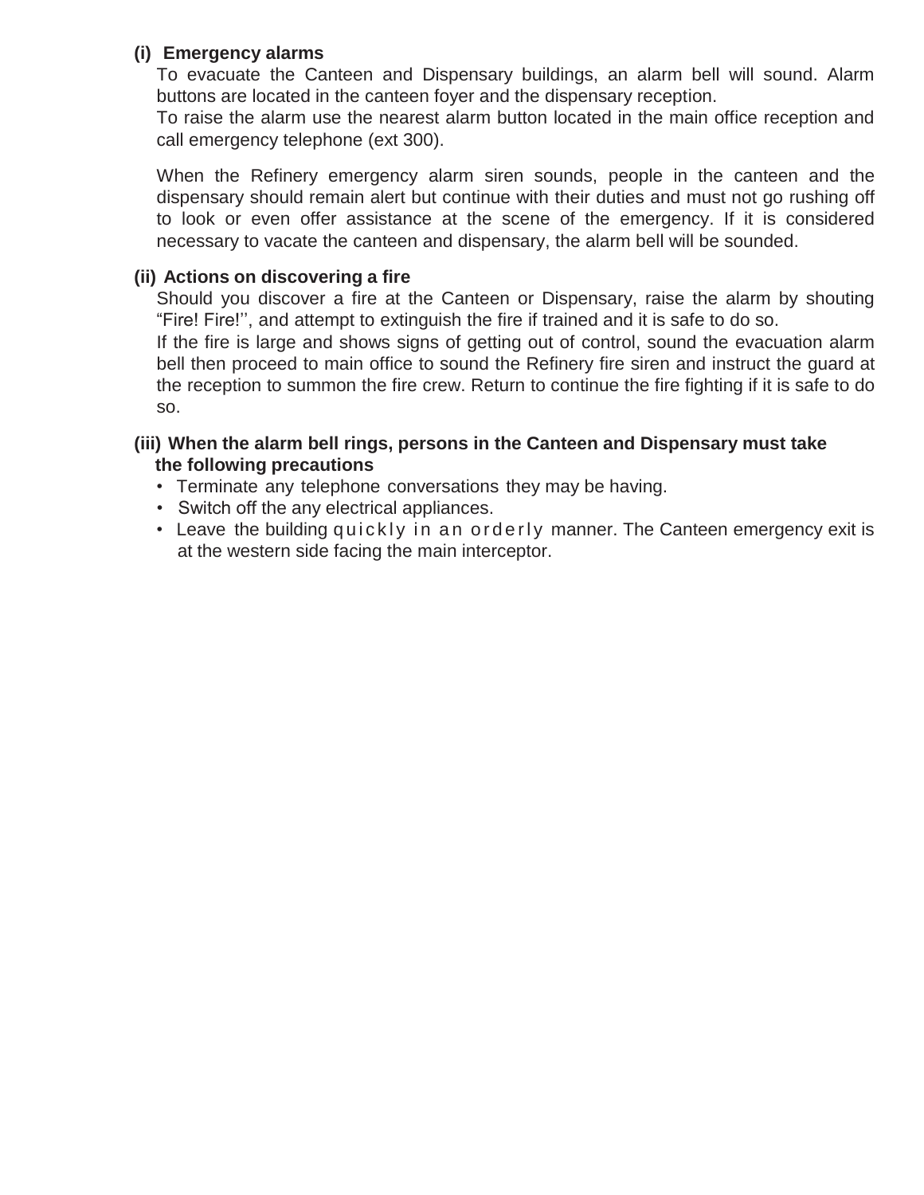**(i) Emergency alarms**

To evacuate the Canteen and Dispensary buildings, an alarm bell will sound. Alarm buttons are located in the canteen foyer and the dispensary reception.

To raise the alarm use the nearest alarm button located in the main office reception and call emergency telephone (ext 300).

When the Refinery emergency alarm siren sounds, people in the canteen and the dispensary should remain alert but continue with their duties and must not go rushing off to look or even offer assistance at the scene of the emergency. If it is considered necessary to vacate the canteen and dispensary, the alarm bell will be sounded.

**(ii) Actions on discovering a fire**

Should you discover a fire at the Canteen or Dispensary, raise the alarm by shouting “Fire! Fire!’’, and attempt to extinguish the fire if trained and it is safe to do so.

If the fire is large and shows signs of getting out of control, sound the evacuation alarm bell then proceed to main office to sound the Refinery fire siren and instruct the guard at the reception to summon the fire crew. Return to continue the fire fighting if it is safe to do so.

**(iii) When the alarm bell rings, persons in the Canteen and Dispensary must take the following precautions**

- Terminate any telephone conversations they may be having.
- Switch off the any electrical appliances.
- Leave the building quickly in an orderly manner. The Canteen emergency exit is at the western side facing the main interceptor.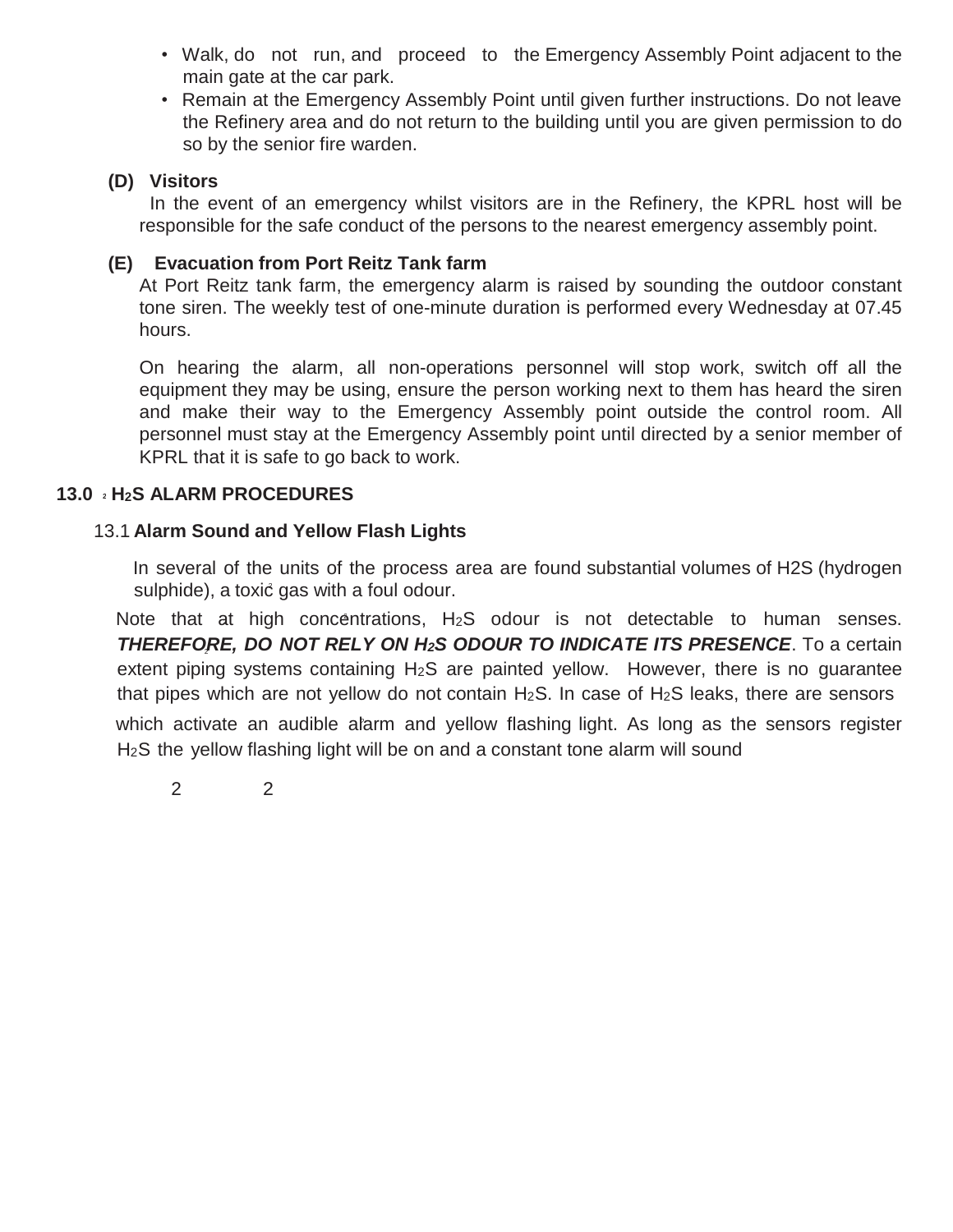- Walk, do not run, and proceed to the Emergency Assembly Point adjacent to the main gate at the car park.
- Remain at the Emergency Assembly Point until given further instructions. Do not leave the Refinery area and do not return to the building until you are given permission to do so by the senior fire warden.

**(D) Visitors**

In the event of an emergency whilst visitors are in the Refinery, the KPRL host will be responsible for the safe conduct of the persons to the nearest emergency assembly point.

**(E) Evacuation from Port Reitz Tank farm**

At Port Reitz tank farm, the emergency alarm is raised by sounding the outdoor constant tone siren. The weekly test of one-minute duration is performed every Wednesday at 07.45 hours.

On hearing the alarm, all non-operations personnel will stop work, switch off all the equipment they may be using, ensure the person working next to them has heard the siren and make their way to the Emergency Assembly point outside the control room. All personnel must stay at the Emergency Assembly point until directed by a senior member of KPRL that it is safe to go back to work.

## 13.0 $H_2S$ ALARM PROCEDURES

### 13.1 Alarm Sound and Yellow Flash Lights

In several of the units of the process area are found substantial volumes of H2S (hydrogen sulphide), a toxic gas with a foul odour.

Note that at high concentrations, $H_2S$ odour is not detectable to human senses. ***THEREFORE, DO NOT RELY ON $H_2S$ ODOUR TO INDICATE ITS PRESENCE***. To a certain extent piping systems containing $H_2S$ are painted yellow. However, there is no guarantee that pipes which are not yellow do not contain $H_2S$. In case of $H_2S$ leaks, there are sensors which activate an audible alarm and yellow flashing light. As long as the sensors register $H_2S$ the yellow flashing light will be on and a constant tone alarm will sound

2 2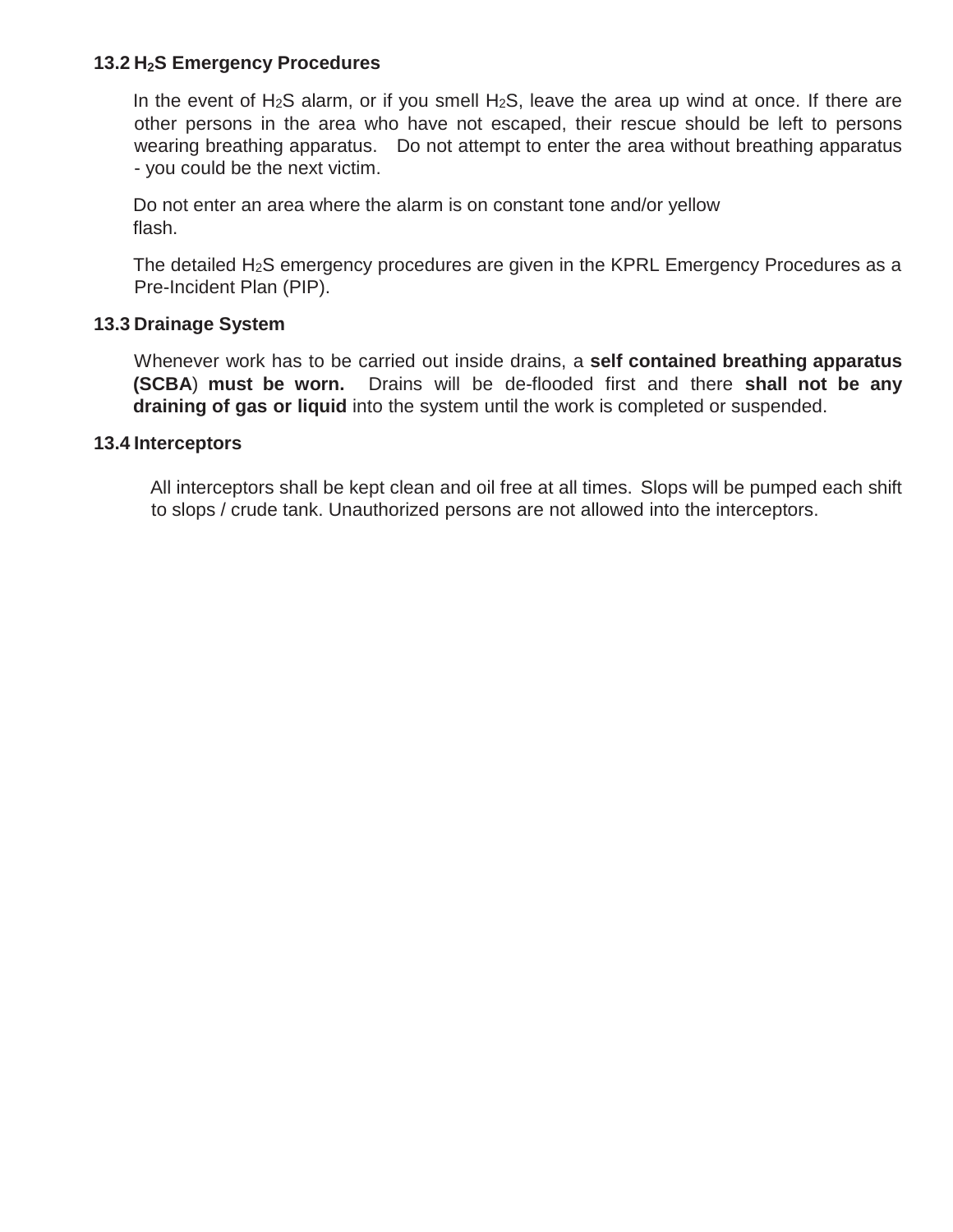### 13.2 $H_2S$ Emergency Procedures

In the event of $H_2S$ alarm, or if you smell $H_2S$, leave the area up wind at once. If there are other persons in the area who have not escaped, their rescue should be left to persons wearing breathing apparatus. Do not attempt to enter the area without breathing apparatus - you could be the next victim.

Do not enter an area where the alarm is on constant tone and/or yellow flash.

The detailed $H_2S$ emergency procedures are given in the KPRL Emergency Procedures as a Pre-Incident Plan (PIP).

### 13.3 Drainage System

Whenever work has to be carried out inside drains, a **self contained breathing apparatus (SCBA**) **must be worn.** Drains will be de-flooded first and there **shall not be any draining of gas or liquid** into the system until the work is completed or suspended.

### 13.4 Interceptors

All interceptors shall be kept clean and oil free at all times. Slops will be pumped each shift to slops / crude tank. Unauthorized persons are not allowed into the interceptors.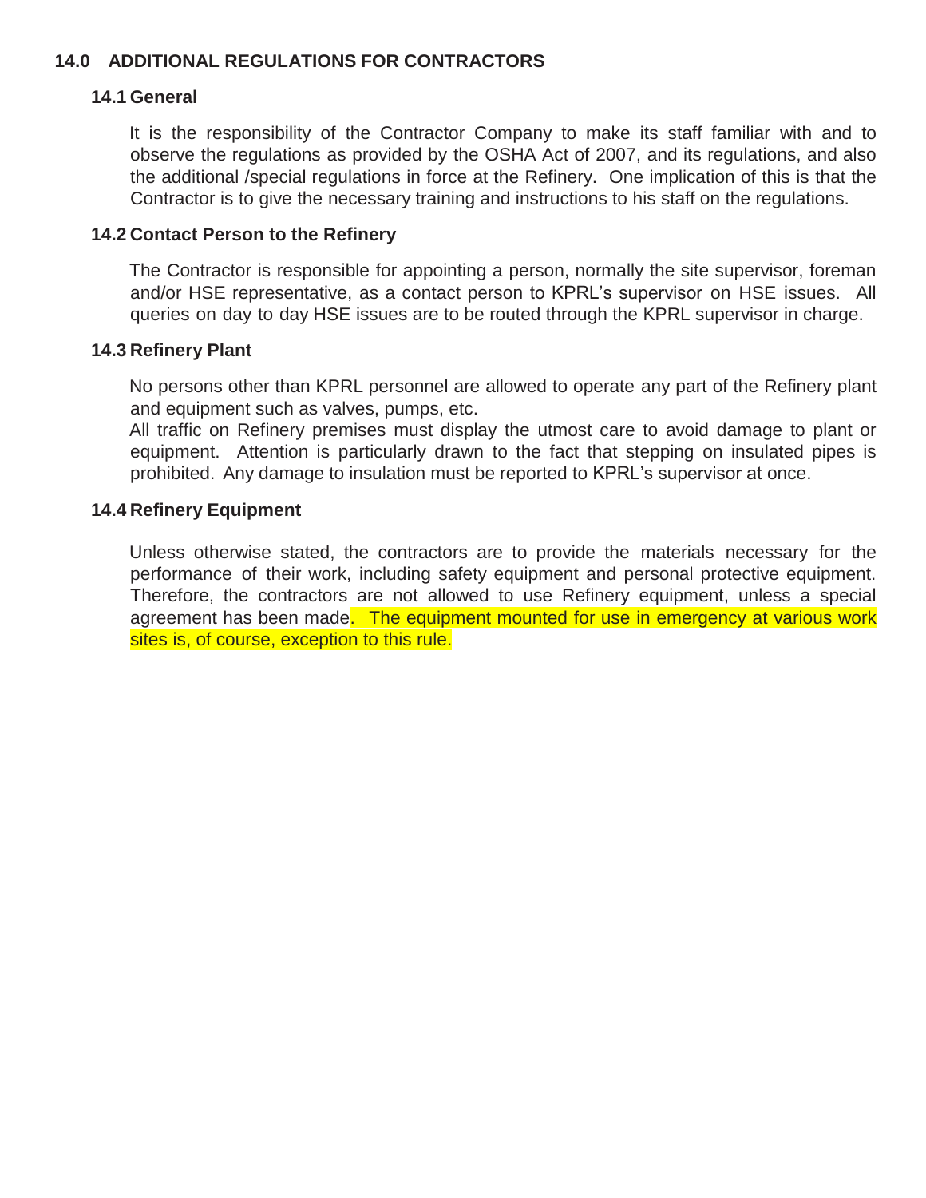## 14.0 ADDITIONAL REGULATIONS FOR CONTRACTORS

### 14.1 General

It is the responsibility of the Contractor Company to make its staff familiar with and to observe the regulations as provided by the OSHA Act of 2007, and its regulations, and also the additional /special regulations in force at the Refinery. One implication of this is that the Contractor is to give the necessary training and instructions to his staff on the regulations.

### 14.2 Contact Person to the Refinery

The Contractor is responsible for appointing a person, normally the site supervisor, foreman and/or HSE representative, as a contact person to KPRL's supervisor on HSE issues. All queries on day to day HSE issues are to be routed through the KPRL supervisor in charge.

### 14.3 Refinery Plant

No persons other than KPRL personnel are allowed to operate any part of the Refinery plant and equipment such as valves, pumps, etc.

All traffic on Refinery premises must display the utmost care to avoid damage to plant or equipment. Attention is particularly drawn to the fact that stepping on insulated pipes is prohibited. Any damage to insulation must be reported to KPRL's supervisor at once.

### 14.4 Refinery Equipment

Unless otherwise stated, the contractors are to provide the materials necessary for the performance of their work, including safety equipment and personal protective equipment. Therefore, the contractors are not allowed to use Refinery equipment, unless a special agreement has been made. The equipment mounted for use in emergency at various work sites is, of course, exception to this rule.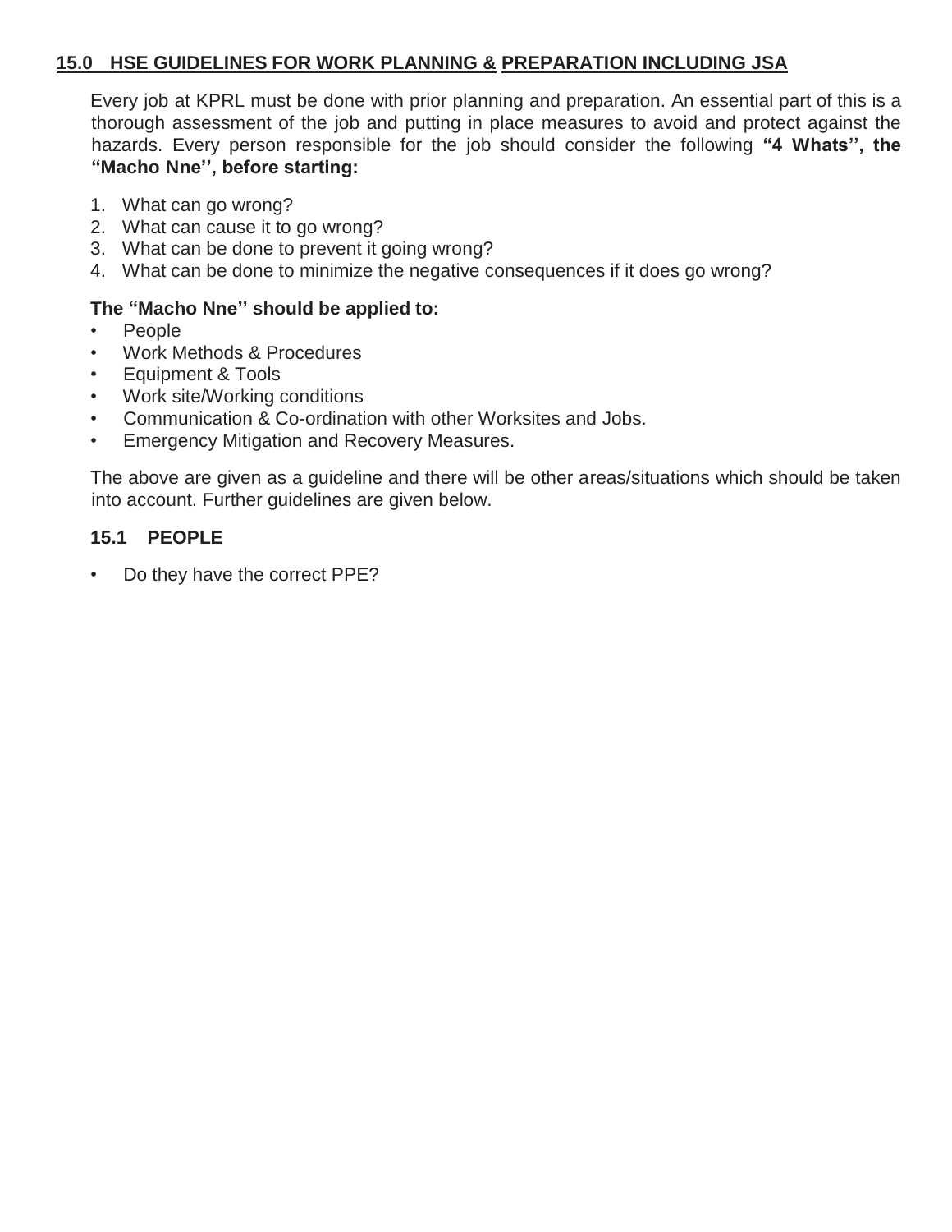## 15.0 HSE GUIDELINES FOR WORK PLANNING & PREPARATION INCLUDING JSA

Every job at KPRL must be done with prior planning and preparation. An essential part of this is a thorough assessment of the job and putting in place measures to avoid and protect against the hazards. Every person responsible for the job should consider the following **"4 Whats'', the "Macho Nne'', before starting:**

1. What can go wrong?
2. What can cause it to go wrong?
3. What can be done to prevent it going wrong?
4. What can be done to minimize the negative consequences if it does go wrong?

**The "Macho Nne'' should be applied to:**

- People
- Work Methods & Procedures
- Equipment & Tools
- Work site/Working conditions
- Communication & Co-ordination with other Worksites and Jobs.
- Emergency Mitigation and Recovery Measures.

The above are given as a guideline and there will be other areas/situations which should be taken into account. Further guidelines are given below.

### 15.1 PEOPLE

- Do they have the correct PPE?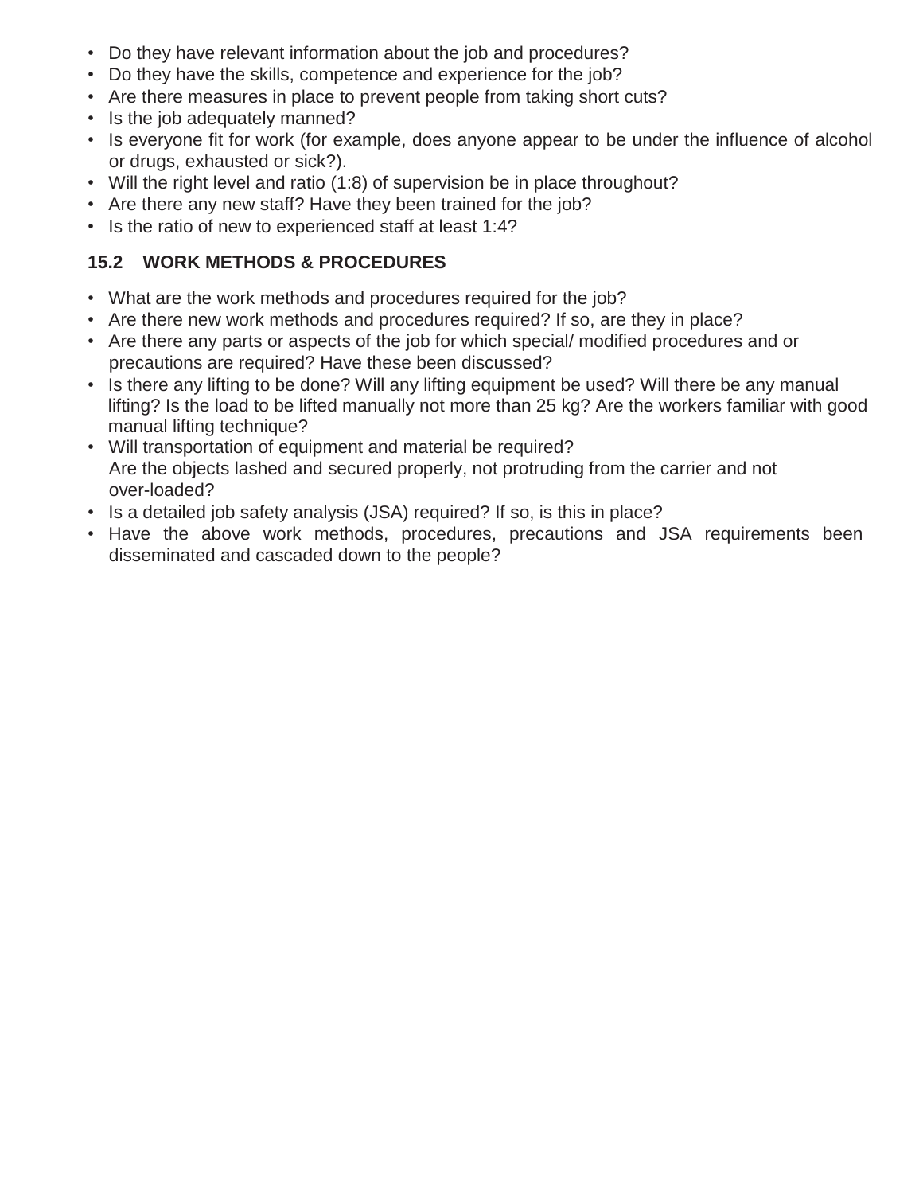- Do they have relevant information about the job and procedures?
- Do they have the skills, competence and experience for the job?
- Are there measures in place to prevent people from taking short cuts?
- Is the job adequately manned?
- Is everyone fit for work (for example, does anyone appear to be under the influence of alcohol or drugs, exhausted or sick?).
- Will the right level and ratio (1:8) of supervision be in place throughout?
- Are there any new staff? Have they been trained for the job?
- Is the ratio of new to experienced staff at least 1:4?

### 15.2 WORK METHODS & PROCEDURES

- What are the work methods and procedures required for the job?
- Are there new work methods and procedures required? If so, are they in place?
- Are there any parts or aspects of the job for which special/ modified procedures and or precautions are required? Have these been discussed?
- Is there any lifting to be done? Will any lifting equipment be used? Will there be any manual lifting? Is the load to be lifted manually not more than 25 kg? Are the workers familiar with good manual lifting technique?
- Will transportation of equipment and material be required?
  Are the objects lashed and secured properly, not protruding from the carrier and not over-loaded?
- Is a detailed job safety analysis (JSA) required? If so, is this in place?
- Have the above work methods, procedures, precautions and JSA requirements been disseminated and cascaded down to the people?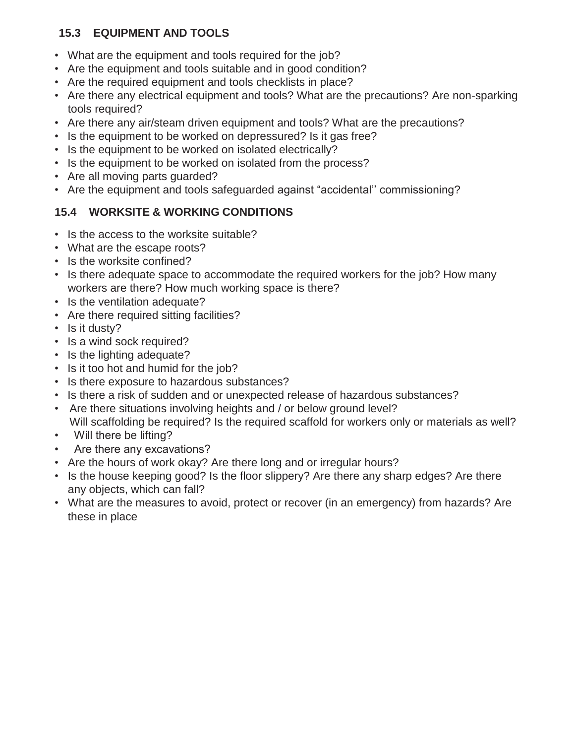### 15.3 EQUIPMENT AND TOOLS

- What are the equipment and tools required for the job?
- Are the equipment and tools suitable and in good condition?
- Are the required equipment and tools checklists in place?
- Are there any electrical equipment and tools? What are the precautions? Are non-sparking tools required?
- Are there any air/steam driven equipment and tools? What are the precautions?
- Is the equipment to be worked on depressured? Is it gas free?
- Is the equipment to be worked on isolated electrically?
- Is the equipment to be worked on isolated from the process?
- Are all moving parts guarded?
- Are the equipment and tools safeguarded against "accidental'' commissioning?

### 15.4 WORKSITE & WORKING CONDITIONS

- Is the access to the worksite suitable?
- What are the escape roots?
- Is the worksite confined?
- Is there adequate space to accommodate the required workers for the job? How many workers are there? How much working space is there?
- Is the ventilation adequate?
- Are there required sitting facilities?
- Is it dusty?
- Is a wind sock required?
- Is the lighting adequate?
- Is it too hot and humid for the job?
- Is there exposure to hazardous substances?
- Is there a risk of sudden and or unexpected release of hazardous substances?
- Are there situations involving heights and / or below ground level? Will scaffolding be required? Is the required scaffold for workers only or materials as well?
- Will there be lifting?
- Are there any excavations?
- Are the hours of work okay? Are there long and or irregular hours?
- Is the house keeping good? Is the floor slippery? Are there any sharp edges? Are there any objects, which can fall?
- What are the measures to avoid, protect or recover (in an emergency) from hazards? Are these in place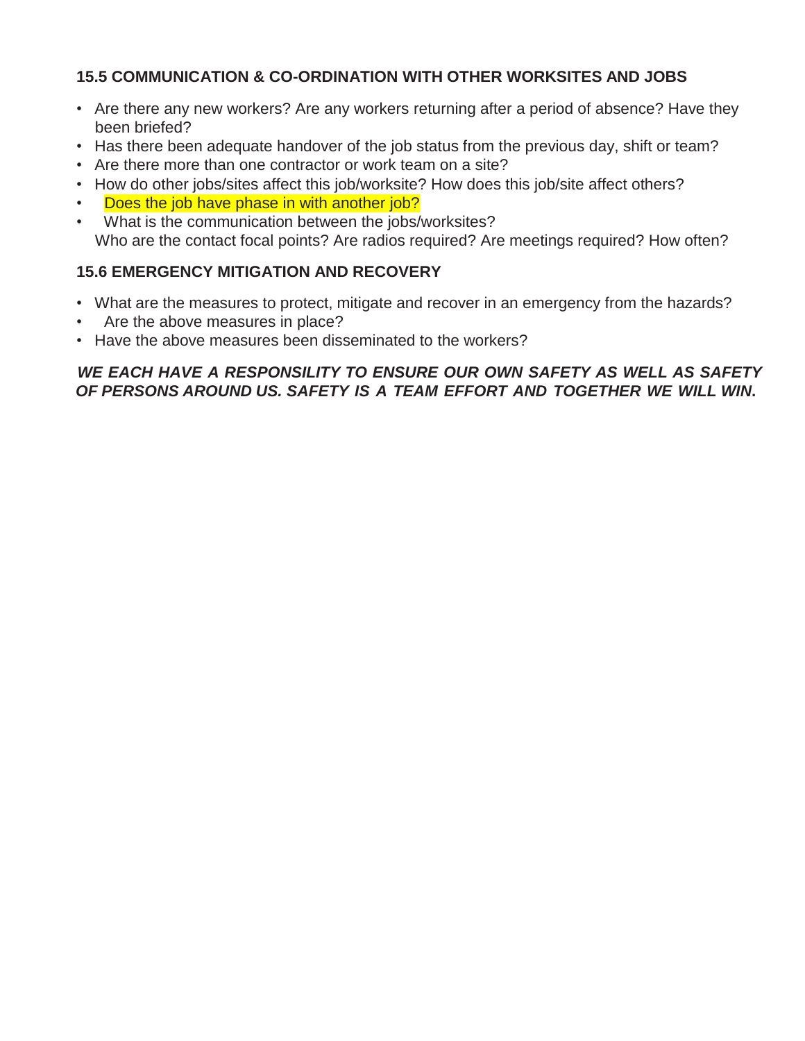### 15.5 COMMUNICATION & CO-ORDINATION WITH OTHER WORKSITES AND JOBS

- Are there any new workers? Are any workers returning after a period of absence? Have they been briefed?
- Has there been adequate handover of the job status from the previous day, shift or team?
- Are there more than one contractor or work team on a site?
- How do other jobs/sites affect this job/worksite? How does this job/site affect others?
- Does the job have phase in with another job?
- What is the communication between the jobs/worksites?
  Who are the contact focal points? Are radios required? Are meetings required? How often?

### 15.6 EMERGENCY MITIGATION AND RECOVERY

- What are the measures to protect, mitigate and recover in an emergency from the hazards?
- Are the above measures in place?
- Have the above measures been disseminated to the workers?

***WE EACH HAVE A RESPONSILITY TO ENSURE OUR OWN SAFETY AS WELL AS SAFETY OF PERSONS AROUND US. SAFETY IS A TEAM EFFORT AND TOGETHER WE WILL WIN.***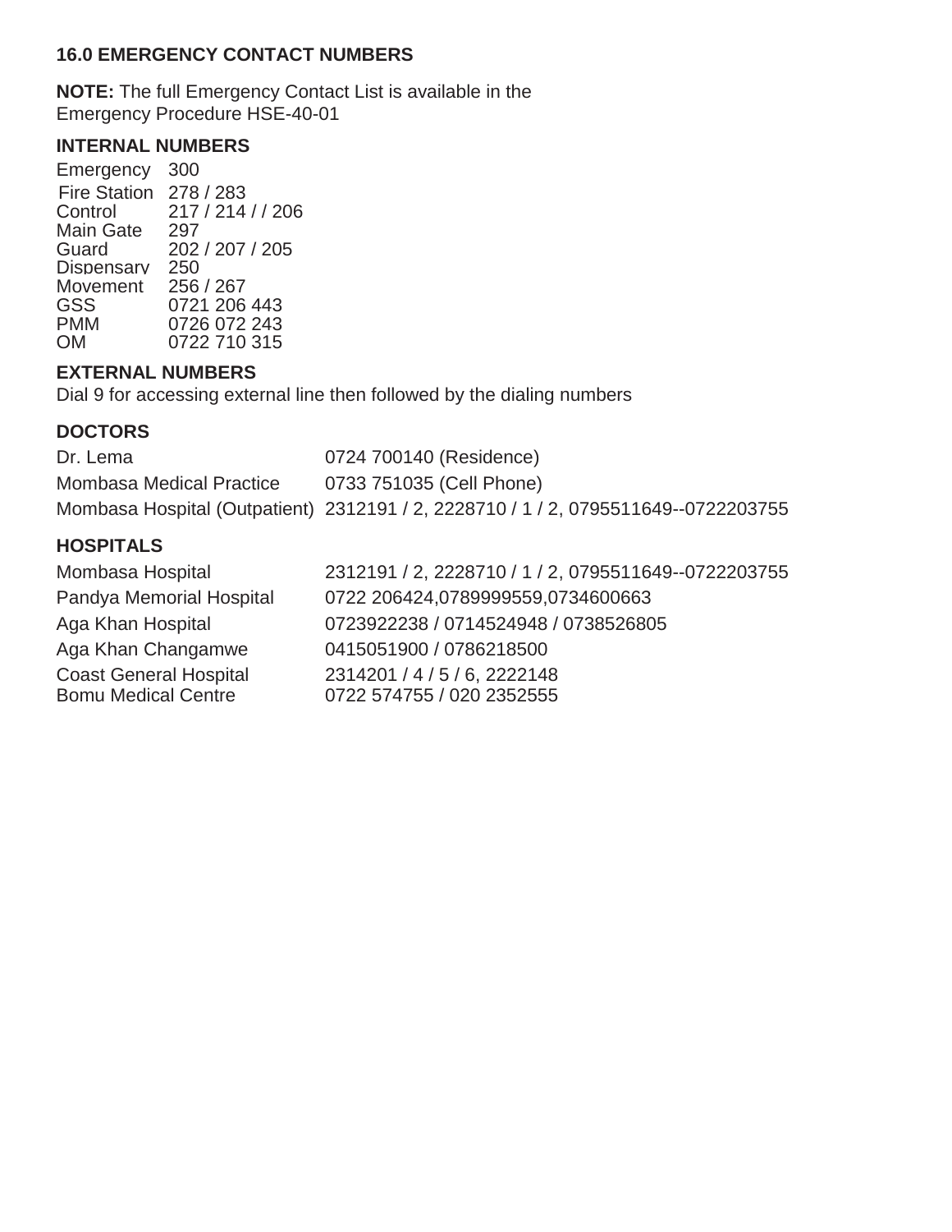## 16.0 EMERGENCY CONTACT NUMBERS

**NOTE:** The full Emergency Contact List is available in the Emergency Procedure HSE-40-01

### INTERNAL NUMBERS

| | |
|---|---|
| Emergency | 300 |
| Fire Station | 278 / 283 |
| Control | 217 / 214 / / 206 |
| Main Gate | 297 |
| Guard | 202 / 207 / 205 |
| Dispensary | 250 |
| Movement | 256 / 267 |
| GSS | 0721 206 443 |
| PMM | 0726 072 243 |
| OM | 0722 710 315 |

### EXTERNAL NUMBERS

Dial 9 for accessing external line then followed by the dialing numbers

### DOCTORS

| | |
|---|---|
| Dr. Lema | 0724 700140 (Residence) |
| Mombasa Medical Practice | 0733 751035 (Cell Phone) |
| Mombasa Hospital (Outpatient) | 2312191 / 2, 2228710 / 1 / 2, 0795511649--0722203755 |

### HOSPITALS

| | |
|---|---|
| Mombasa Hospital | 2312191 / 2, 2228710 / 1 / 2, 0795511649--0722203755 |
| Pandya Memorial Hospital | 0722 206424,0789999559,0734600663 |
| Aga Khan Hospital | 0723922238 / 0714524948 / 0738526805 |
| Aga Khan Changamwe | 0415051900 / 0786218500 |
| Coast General Hospital | 2314201 / 4 / 5 / 6, 2222148 |
| Bomu Medical Centre | 0722 574755 / 020 2352555 |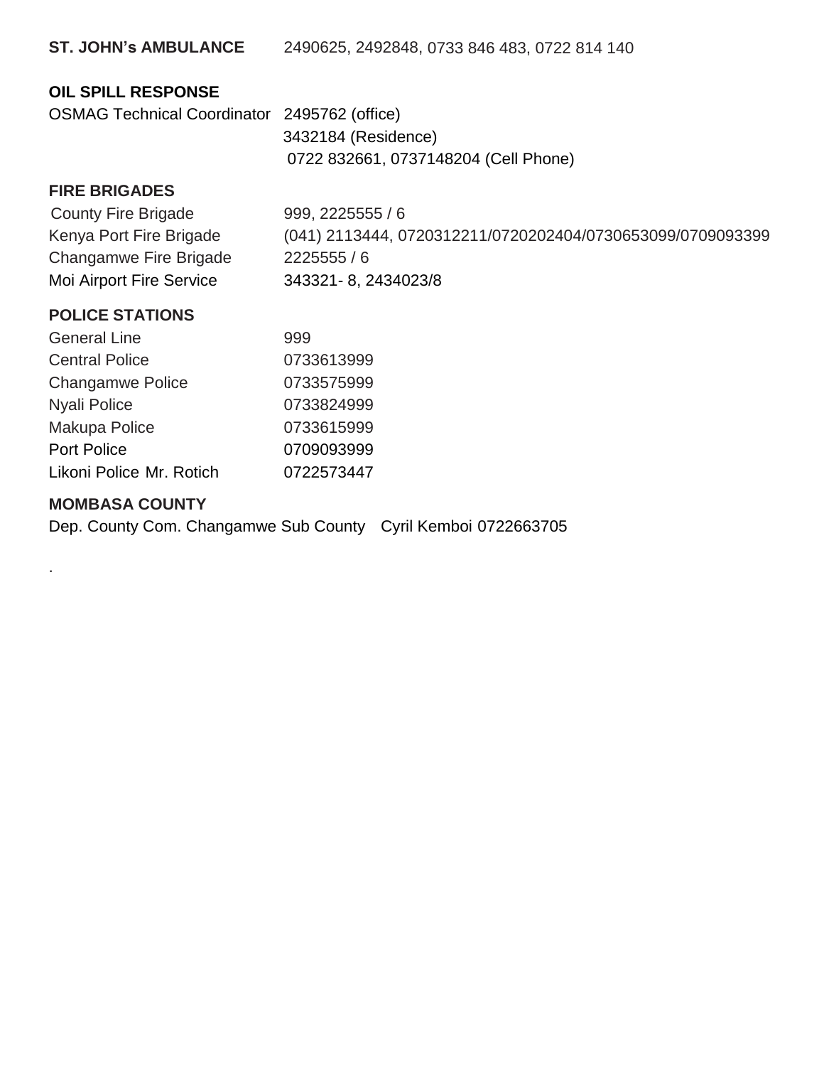**ST. JOHN's AMBULANCE** 2490625, 2492848, 0733 846 483, 0722 814 140

**OIL SPILL RESPONSE**

| | |
|---|---|
| OSMAG Technical Coordinator | 2495762 (office) |
| | 3432184 (Residence) |
| | 0722 832661, 0737148204 (Cell Phone) |

**FIRE BRIGADES**

| | |
|---|---|
| County Fire Brigade | 999, 2225555 / 6 |
| Kenya Port Fire Brigade | (041) 2113444, 0720312211/0720202404/0730653099/0709093399 |
| Changamwe Fire Brigade | 2225555 / 6 |
| Moi Airport Fire Service | 343321- 8, 2434023/8 |

**POLICE STATIONS**

| | |
|---|---|
| General Line | 999 |
| Central Police | 0733613999 |
| Changamwe Police | 0733575999 |
| Nyali Police | 0733824999 |
| Makupa Police | 0733615999 |
| Port Police | 0709093999 |
| Likoni Police Mr. Rotich | 0722573447 |

**MOMBASA COUNTY**

Dep. County Com. Changamwe Sub County Cyril Kemboi 0722663705

.